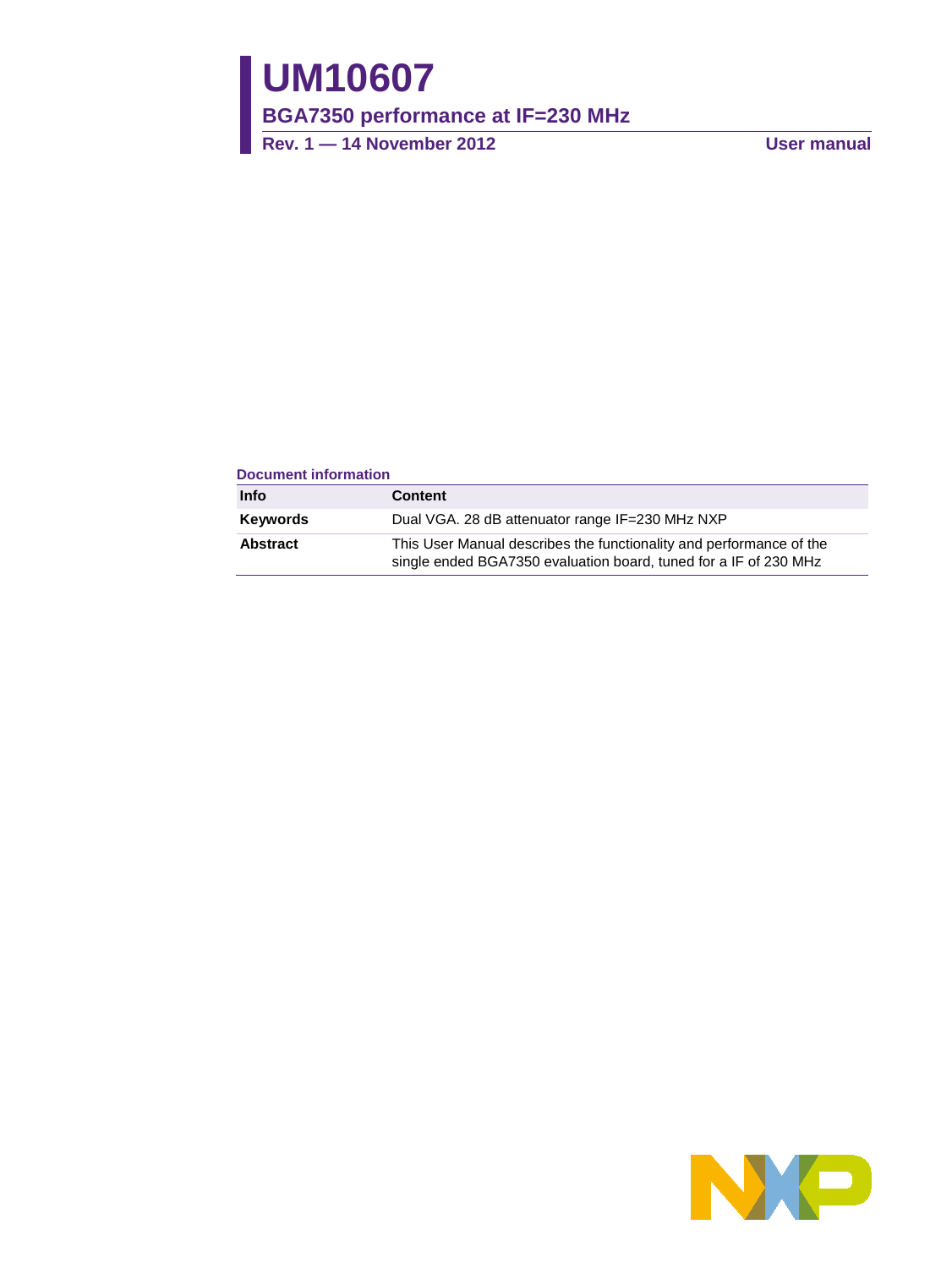# UM10607

## BGA7350 performance at IF=230 MHz

**Rev. 1 — 14 November 2012** **User manual**

**Document information**

| Info | Content |
|---|---|
| **Keywords** | Dual VGA. 28 dB attenuator range IF=230 MHz NXP |
| **Abstract** | This User Manual describes the functionality and performance of the single ended BGA7350 evaluation board, tuned for a IF of 230 MHz |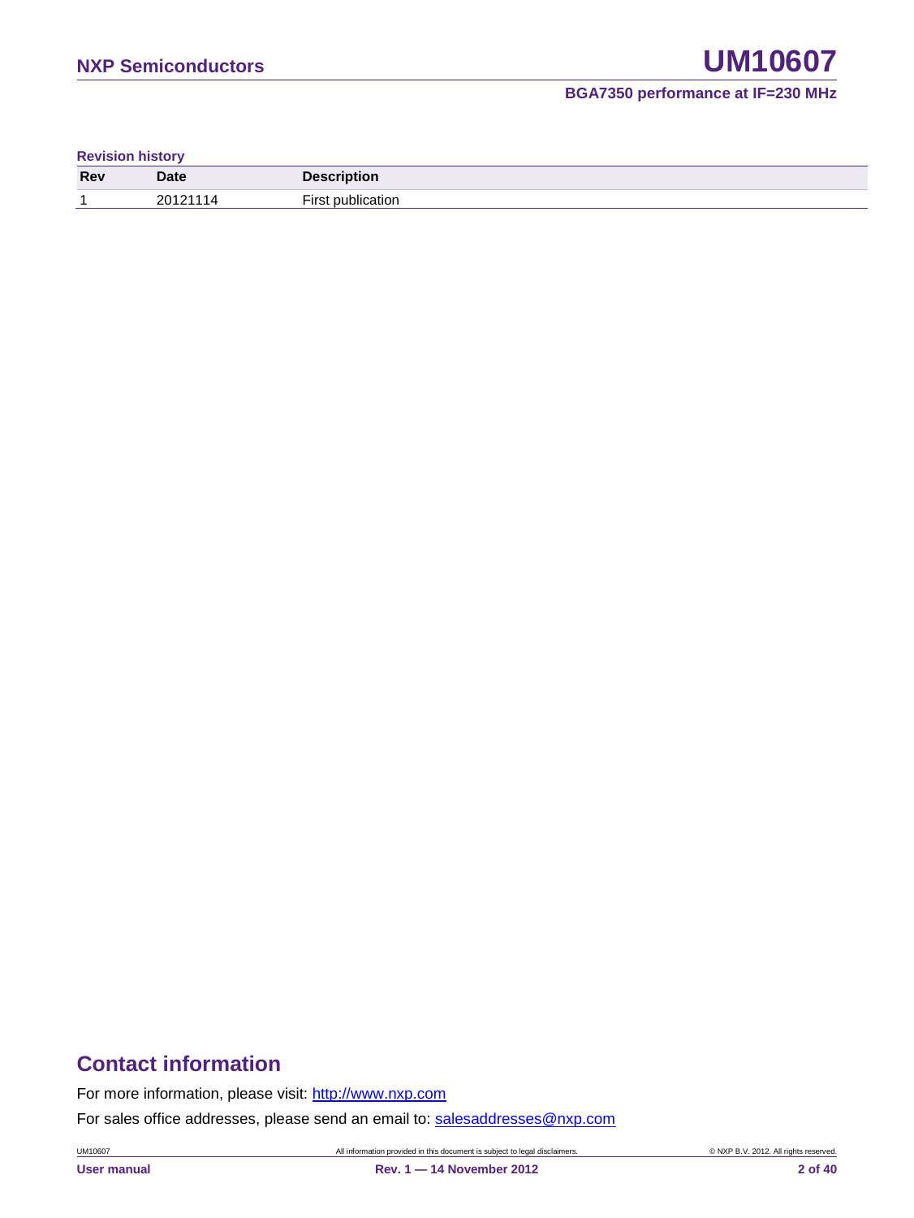**Revision history**

| Rev | Date | Description |
|---|---|---|
| 1 | 20121114 | First publication |

## Contact information

For more information, please visit: http://www.nxp.com

For sales office addresses, please send an email to: salesaddresses@nxp.com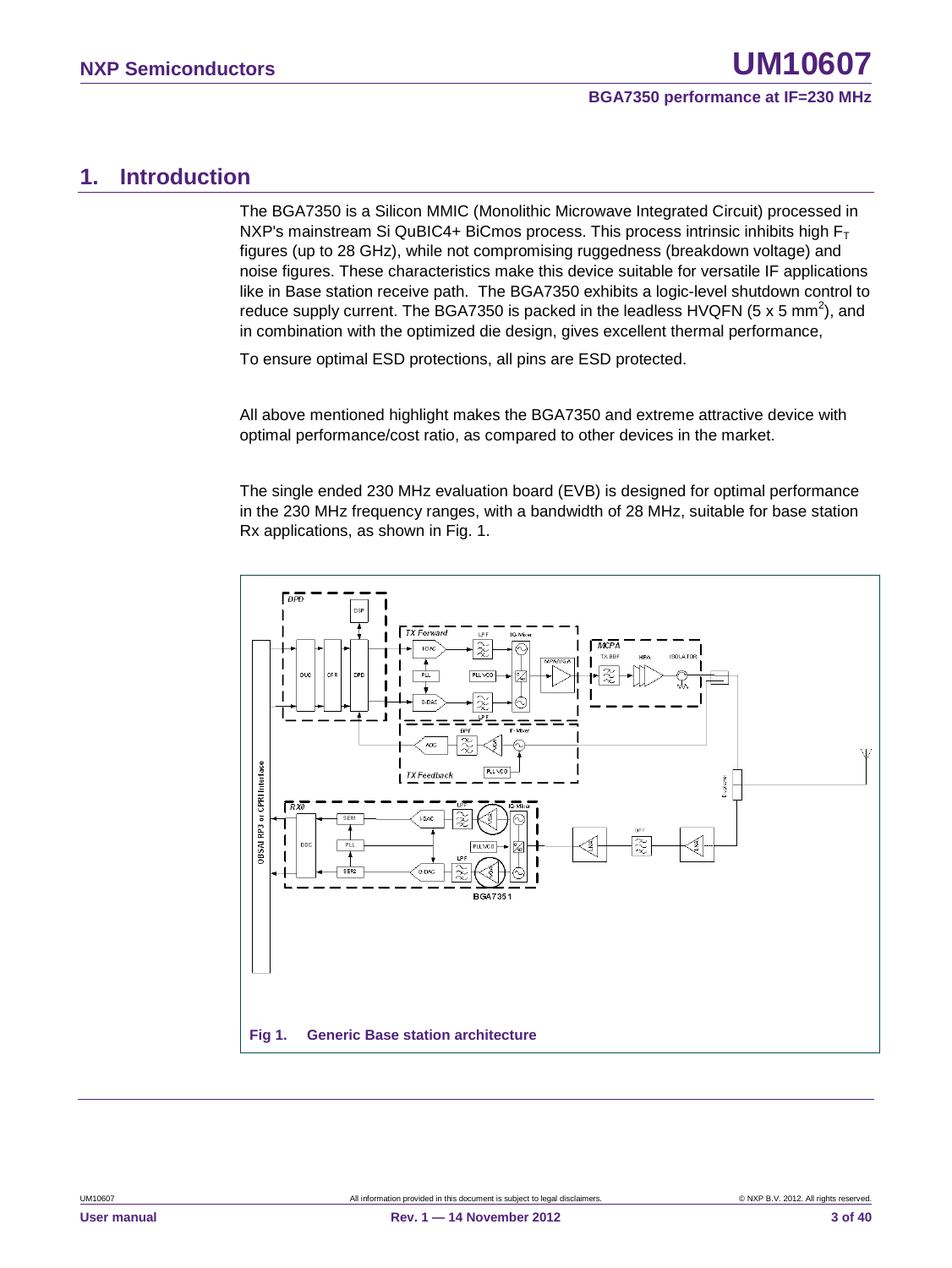# 1. Introduction

The BGA7350 is a Silicon MMIC (Monolithic Microwave Integrated Circuit) processed in NXP's mainstream Si QuBIC4+ BiCmos process. This process intrinsic inhibits high $F_T$ figures (up to 28 GHz), while not compromising ruggedness (breakdown voltage) and noise figures. These characteristics make this device suitable for versatile IF applications like in Base station receive path. The BGA7350 exhibits a logic-level shutdown control to reduce supply current. The BGA7350 is packed in the leadless HVQFN (5 x 5 $mm^2$), and in combination with the optimized die design, gives excellent thermal performance,

To ensure optimal ESD protections, all pins are ESD protected.

All above mentioned highlight makes the BGA7350 and extreme attractive device with optimal performance/cost ratio, as compared to other devices in the market.

The single ended 230 MHz evaluation board (EVB) is designed for optimal performance in the 230 MHz frequency ranges, with a bandwidth of 28 MHz, suitable for base station Rx applications, as shown in Fig. 1.

**Fig 1. Generic Base station architecture**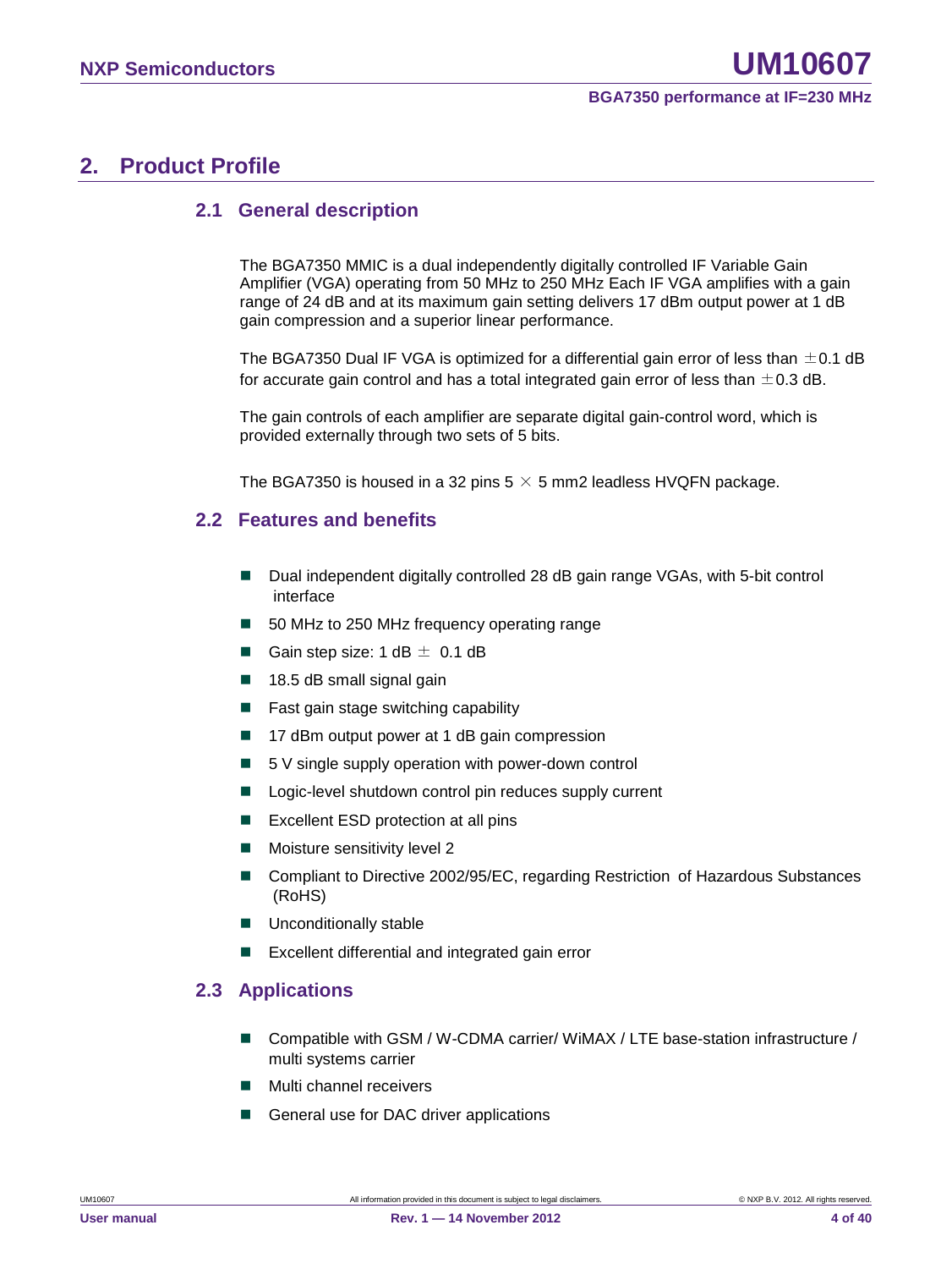## 2. Product Profile

### 2.1 General description

The BGA7350 MMIC is a dual independently digitally controlled IF Variable Gain Amplifier (VGA) operating from 50 MHz to 250 MHz Each IF VGA amplifies with a gain range of 24 dB and at its maximum gain setting delivers 17 dBm output power at 1 dB gain compression and a superior linear performance.

The BGA7350 Dual IF VGA is optimized for a differential gain error of less than ±0.1 dB for accurate gain control and has a total integrated gain error of less than ±0.3 dB.

The gain controls of each amplifier are separate digital gain-control word, which is provided externally through two sets of 5 bits.

The BGA7350 is housed in a 32 pins 5 × 5 mm2 leadless HVQFN package.

### 2.2 Features and benefits

- Dual independent digitally controlled 28 dB gain range VGAs, with 5-bit control interface
- 50 MHz to 250 MHz frequency operating range
- Gain step size: 1 dB ± 0.1 dB
- 18.5 dB small signal gain
- Fast gain stage switching capability
- 17 dBm output power at 1 dB gain compression
- 5 V single supply operation with power-down control
- Logic-level shutdown control pin reduces supply current
- Excellent ESD protection at all pins
- Moisture sensitivity level 2
- Compliant to Directive 2002/95/EC, regarding Restriction of Hazardous Substances (RoHS)
- Unconditionally stable
- Excellent differential and integrated gain error

### 2.3 Applications

- Compatible with GSM / W-CDMA carrier/ WiMAX / LTE base-station infrastructure / multi systems carrier
- Multi channel receivers
- General use for DAC driver applications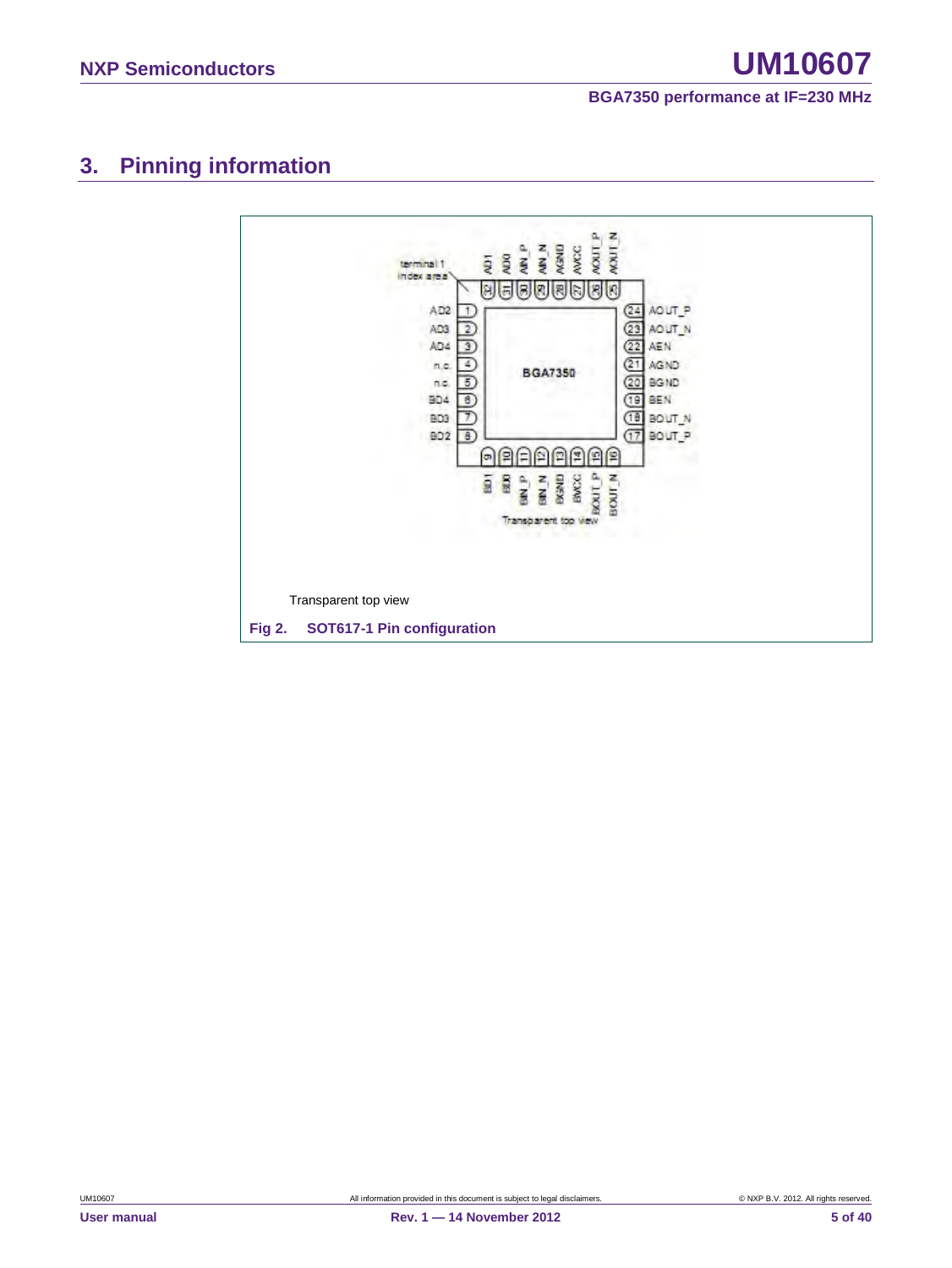## 3. Pinning information

Transparent top view

**Fig 2. SOT617-1 Pin configuration**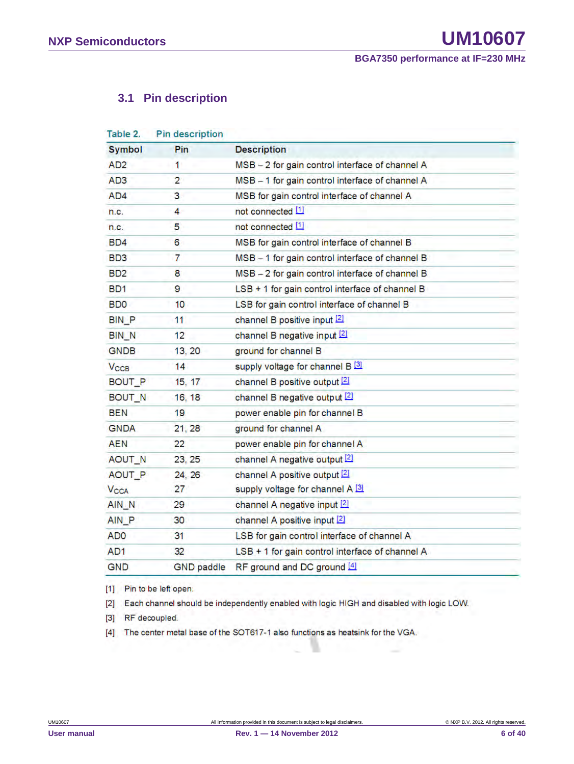### 3.1 Pin description

Table 2. Pin description

| Symbol | Pin | Description |
|---|---|---|
| AD2 | 1 | MSB – 2 for gain control interface of channel A |
| AD3 | 2 | MSB – 1 for gain control interface of channel A |
| AD4 | 3 | MSB for gain control interface of channel A |
| n.c. | 4 | not connected [1] |
| n.c. | 5 | not connected [1] |
| BD4 | 6 | MSB for gain control interface of channel B |
| BD3 | 7 | MSB – 1 for gain control interface of channel B |
| BD2 | 8 | MSB – 2 for gain control interface of channel B |
| BD1 | 9 | LSB + 1 for gain control interface of channel B |
| BD0 | 10 | LSB for gain control interface of channel B |
| BIN_P | 11 | channel B positive input [2] |
| BIN_N | 12 | channel B negative input [2] |
| GNDB | 13, 20 | ground for channel B |
| $V_{CCB}$ | 14 | supply voltage for channel B [3] |
| BOUT_P | 15, 17 | channel B positive output [2] |
| BOUT_N | 16, 18 | channel B negative output [2] |
| BEN | 19 | power enable pin for channel B |
| GNDA | 21, 28 | ground for channel A |
| AEN | 22 | power enable pin for channel A |
| AOUT_N | 23, 25 | channel A negative output [2] |
| AOUT_P | 24, 26 | channel A positive output [2] |
| $V_{CCA}$ | 27 | supply voltage for channel A [3] |
| AIN_N | 29 | channel A negative input [2] |
| AIN_P | 30 | channel A positive input [2] |
| AD0 | 31 | LSB for gain control interface of channel A |
| AD1 | 32 | LSB + 1 for gain control interface of channel A |
| GND | GND paddle | RF ground and DC ground [4] |

[1] Pin to be left open.

[2] Each channel should be independently enabled with logic HIGH and disabled with logic LOW.

[3] RF decoupled.

[4] The center metal base of the SOT617-1 also functions as heatsink for the VGA.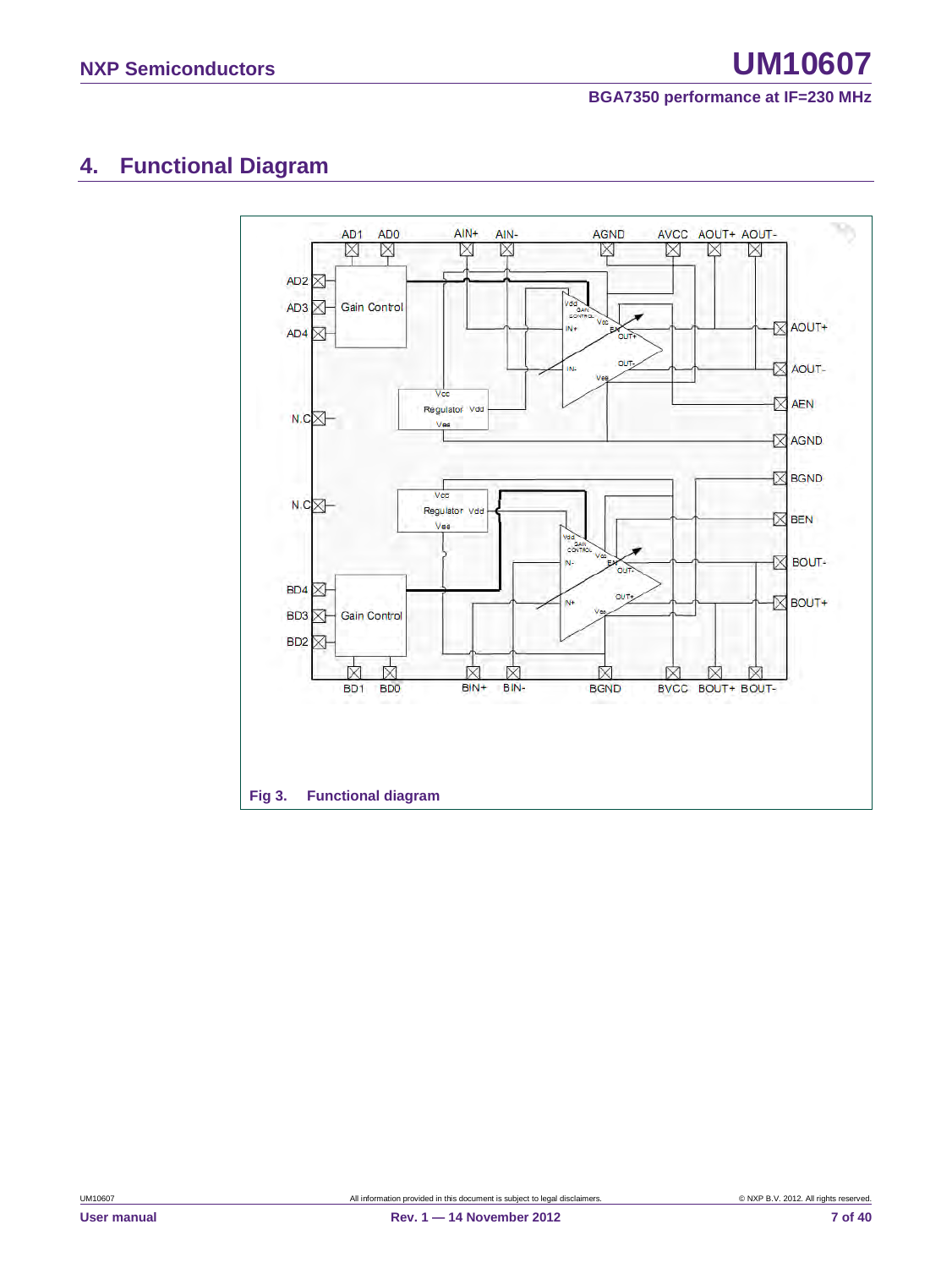## 4. Functional Diagram

Fig 3. Functional diagram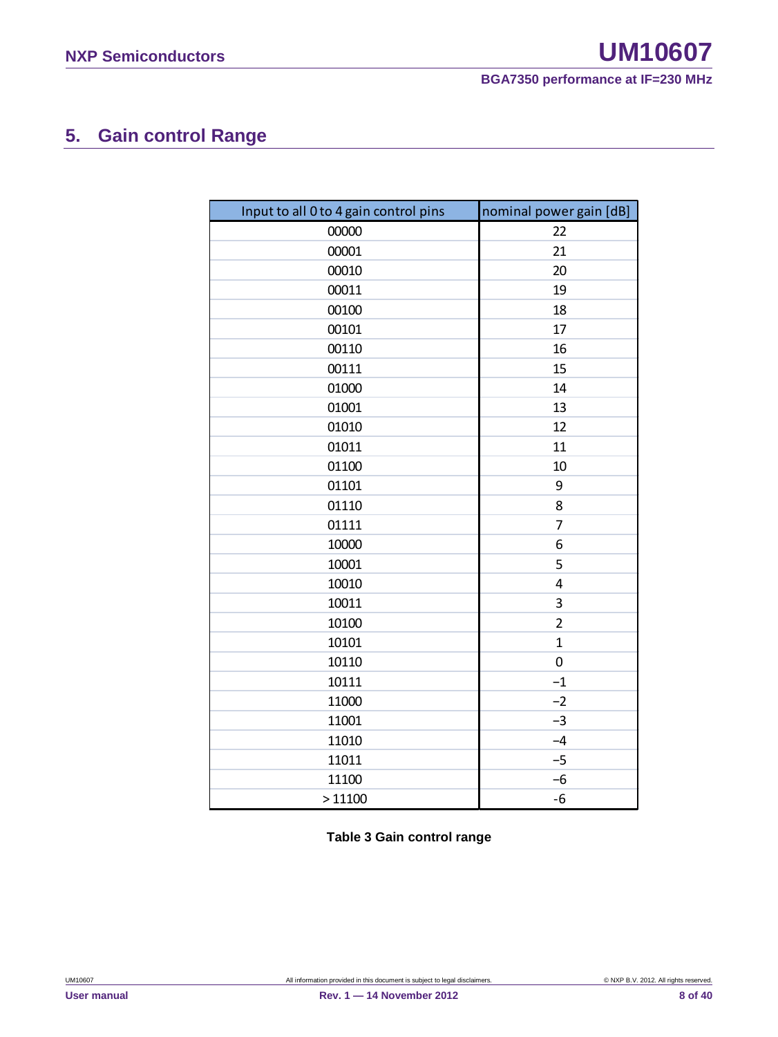## 5. Gain control Range

| Input to all 0 to 4 gain control pins | nominal power gain [dB] |
|---|---|
| 00000 | 22 |
| 00001 | 21 |
| 00010 | 20 |
| 00011 | 19 |
| 00100 | 18 |
| 00101 | 17 |
| 00110 | 16 |
| 00111 | 15 |
| 01000 | 14 |
| 01001 | 13 |
| 01010 | 12 |
| 01011 | 11 |
| 01100 | 10 |
| 01101 | 9 |
| 01110 | 8 |
| 01111 | 7 |
| 10000 | 6 |
| 10001 | 5 |
| 10010 | 4 |
| 10011 | 3 |
| 10100 | 2 |
| 10101 | 1 |
| 10110 | 0 |
| 10111 | −1 |
| 11000 | −2 |
| 11001 | −3 |
| 11010 | −4 |
| 11011 | −5 |
| 11100 | −6 |
| > 11100 | -6 |

**Table 3 Gain control range**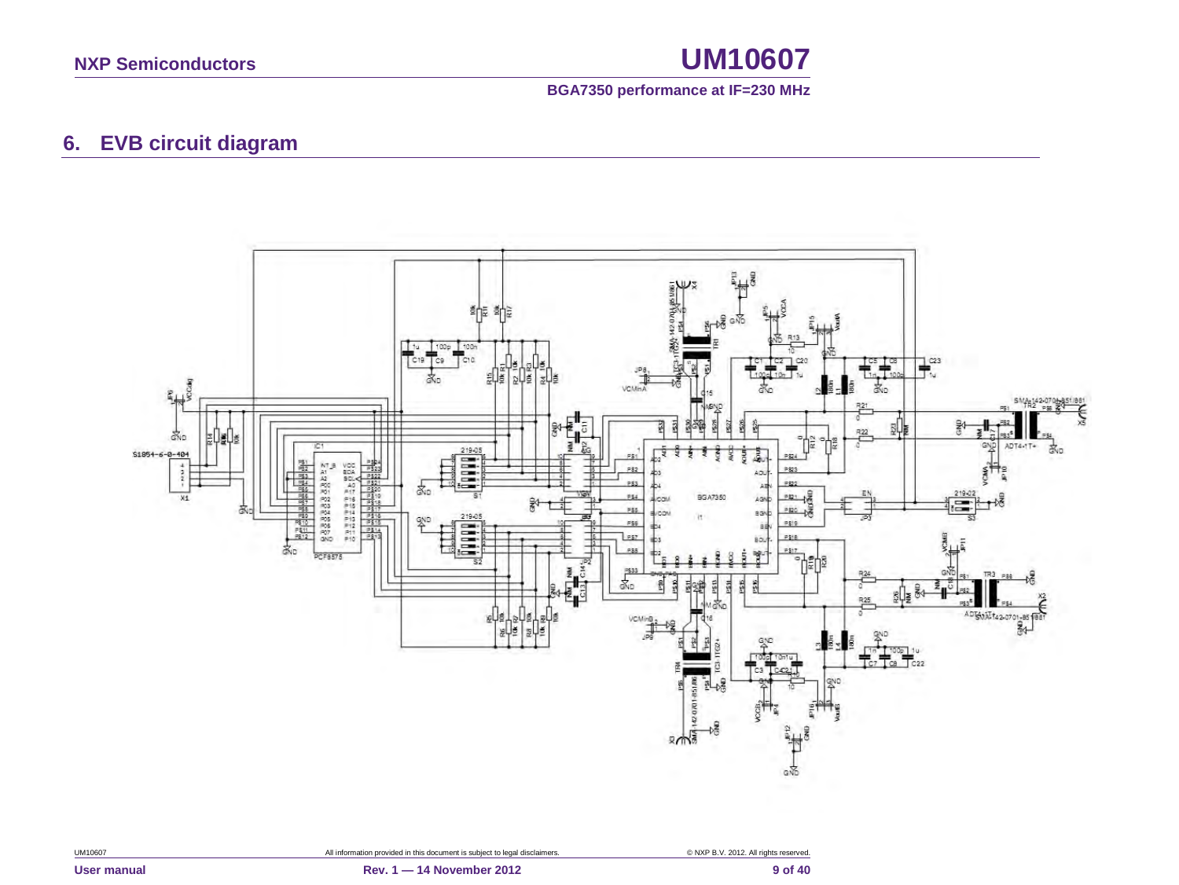## 6. EVB circuit diagram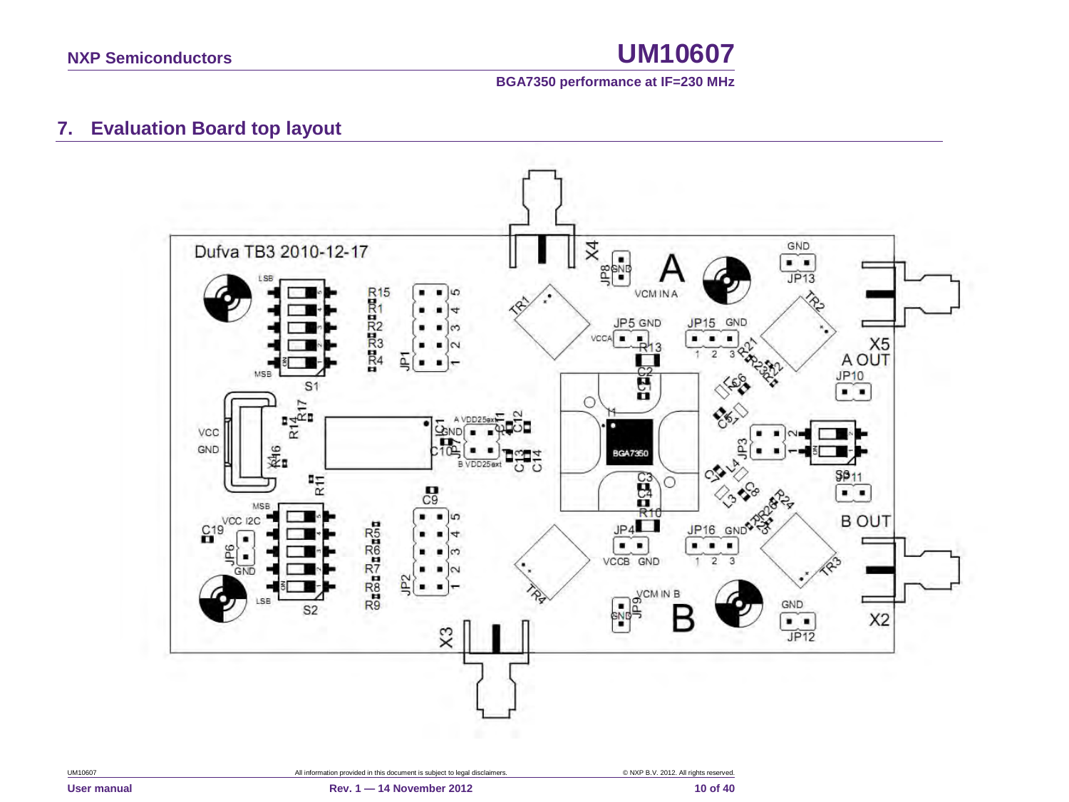## 7. Evaluation Board top layout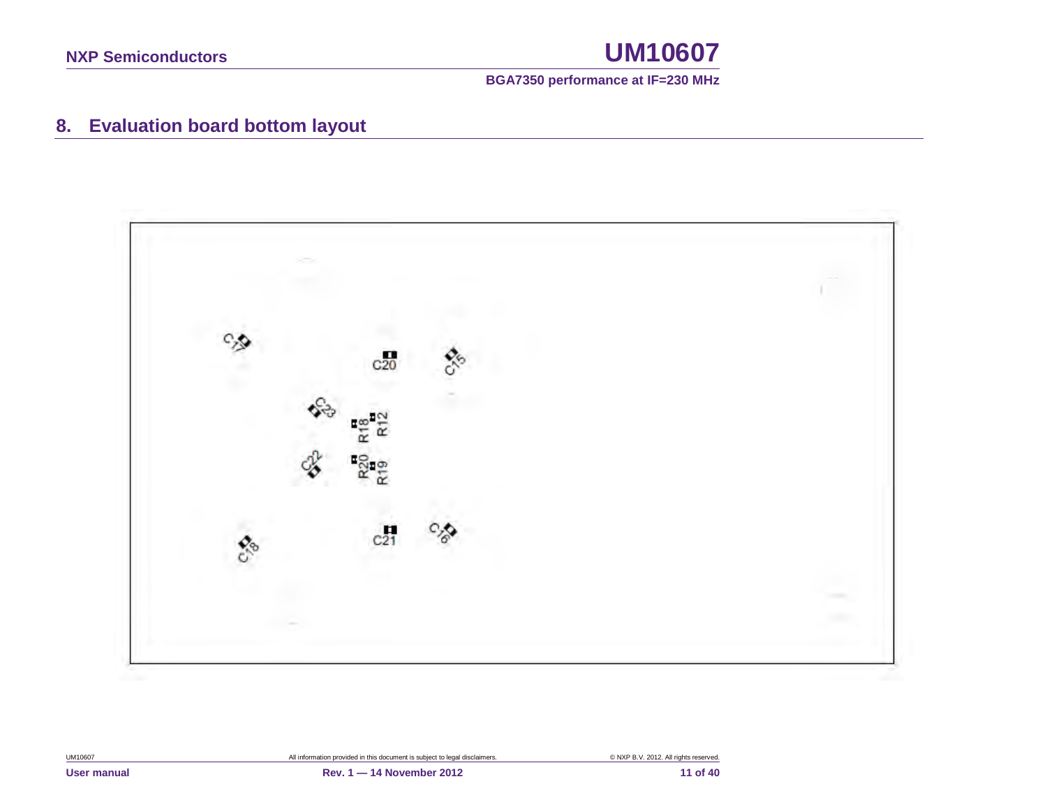## 8. Evaluation board bottom layout

C17 C20 C15 C23 R18 R12 C22 R20 R19 C18 C21 C16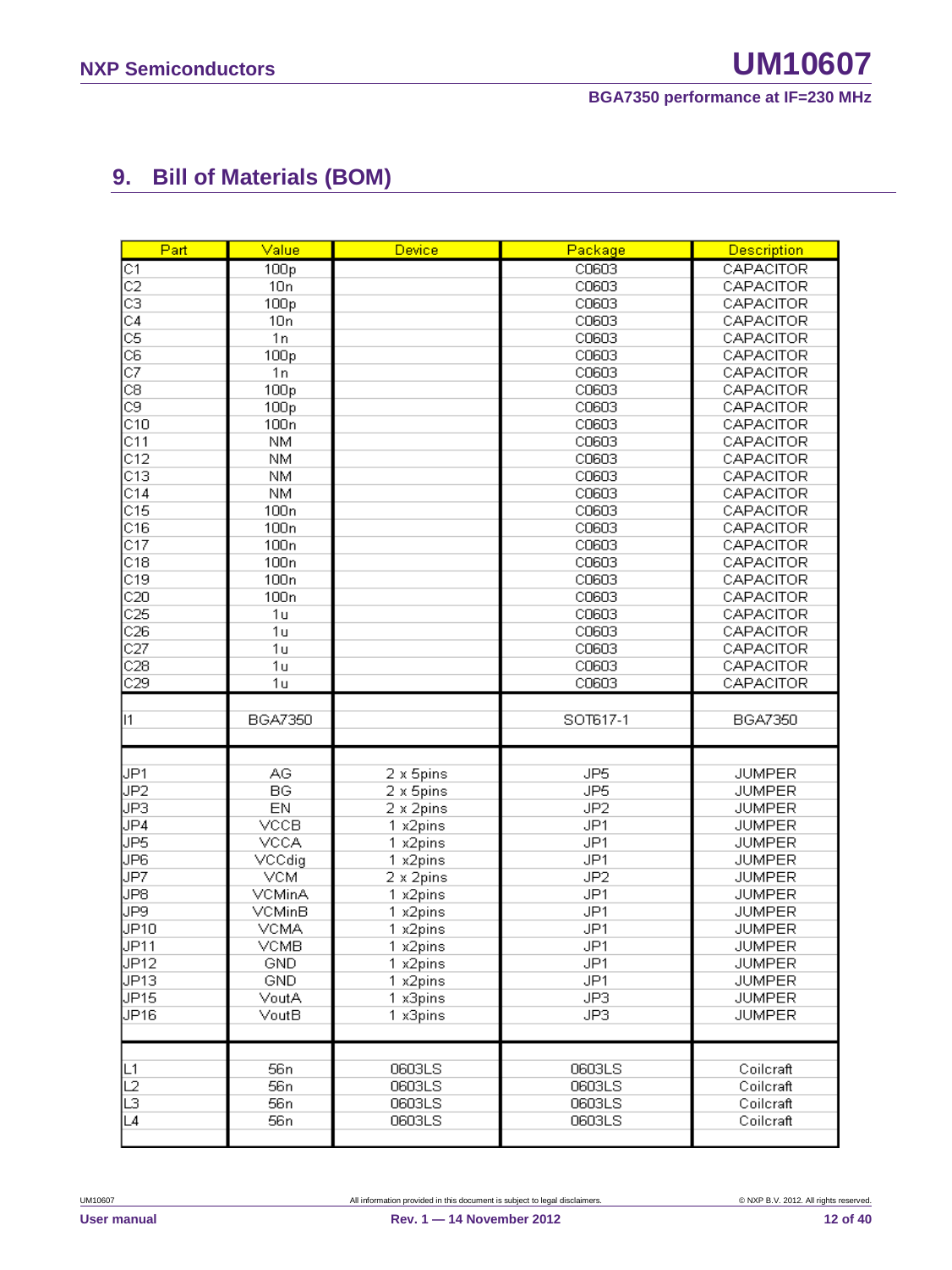# 9. Bill of Materials (BOM)

| Part | Value | Device | Package | Description |
|---|---|---|---|---|
| C1 | 100p | | C0603 | CAPACITOR |
| C2 | 10n | | C0603 | CAPACITOR |
| C3 | 100p | | C0603 | CAPACITOR |
| C4 | 10n | | C0603 | CAPACITOR |
| C5 | 1n | | C0603 | CAPACITOR |
| C6 | 100p | | C0603 | CAPACITOR |
| C7 | 1n | | C0603 | CAPACITOR |
| C8 | 100p | | C0603 | CAPACITOR |
| C9 | 100p | | C0603 | CAPACITOR |
| C10 | 100n | | C0603 | CAPACITOR |
| C11 | NM | | C0603 | CAPACITOR |
| C12 | NM | | C0603 | CAPACITOR |
| C13 | NM | | C0603 | CAPACITOR |
| C14 | NM | | C0603 | CAPACITOR |
| C15 | 100n | | C0603 | CAPACITOR |
| C16 | 100n | | C0603 | CAPACITOR |
| C17 | 100n | | C0603 | CAPACITOR |
| C18 | 100n | | C0603 | CAPACITOR |
| C19 | 100n | | C0603 | CAPACITOR |
| C20 | 100n | | C0603 | CAPACITOR |
| C25 | 1u | | C0603 | CAPACITOR |
| C26 | 1u | | C0603 | CAPACITOR |
| C27 | 1u | | C0603 | CAPACITOR |
| C28 | 1u | | C0603 | CAPACITOR |
| C29 | 1u | | C0603 | CAPACITOR |
| | | | | |
| I1 | BGA7350 | | SOT617-1 | BGA7350 |
| | | | | |
| JP1 | AG | 2 x 5pins | JP5 | JUMPER |
| JP2 | BG | 2 x 5pins | JP5 | JUMPER |
| JP3 | EN | 2 x 2pins | JP2 | JUMPER |
| JP4 | VCCB | 1 x2pins | JP1 | JUMPER |
| JP5 | VCCA | 1 x2pins | JP1 | JUMPER |
| JP6 | VCCdig | 1 x2pins | JP1 | JUMPER |
| JP7 | VCM | 2 x 2pins | JP2 | JUMPER |
| JP8 | VCMinA | 1 x2pins | JP1 | JUMPER |
| JP9 | VCMinB | 1 x2pins | JP1 | JUMPER |
| JP10 | VCMA | 1 x2pins | JP1 | JUMPER |
| JP11 | VCMB | 1 x2pins | JP1 | JUMPER |
| JP12 | GND | 1 x2pins | JP1 | JUMPER |
| JP13 | GND | 1 x2pins | JP1 | JUMPER |
| JP15 | VoutA | 1 x3pins | JP3 | JUMPER |
| JP16 | VoutB | 1 x3pins | JP3 | JUMPER |
| | | | | |
| L1 | 56n | 0603LS | 0603LS | Coilcraft |
| L2 | 56n | 0603LS | 0603LS | Coilcraft |
| L3 | 56n | 0603LS | 0603LS | Coilcraft |
| L4 | 56n | 0603LS | 0603LS | Coilcraft |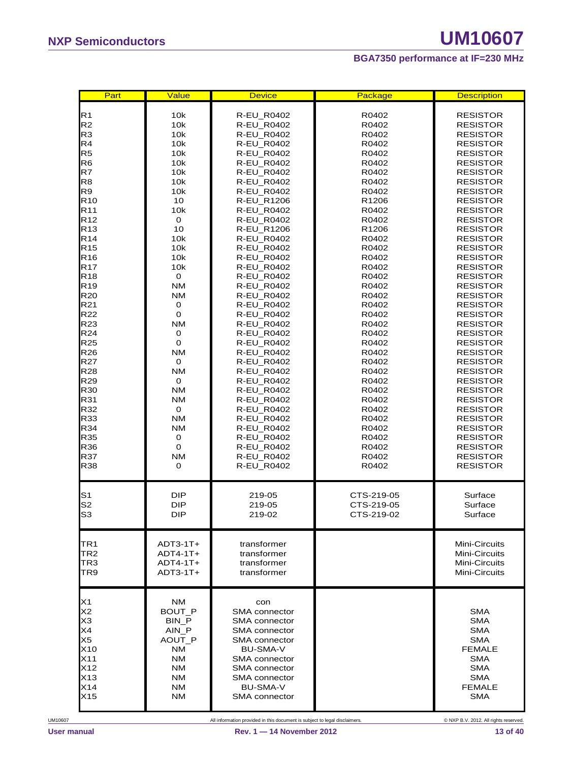| Part | Value | Device | Package | Description |
|---|---|---|---|---|
| R1 | 10k | R-EU_R0402 | R0402 | RESISTOR |
| R2 | 10k | R-EU_R0402 | R0402 | RESISTOR |
| R3 | 10k | R-EU_R0402 | R0402 | RESISTOR |
| R4 | 10k | R-EU_R0402 | R0402 | RESISTOR |
| R5 | 10k | R-EU_R0402 | R0402 | RESISTOR |
| R6 | 10k | R-EU_R0402 | R0402 | RESISTOR |
| R7 | 10k | R-EU_R0402 | R0402 | RESISTOR |
| R8 | 10k | R-EU_R0402 | R0402 | RESISTOR |
| R9 | 10k | R-EU_R0402 | R0402 | RESISTOR |
| R10 | 10 | R-EU_R1206 | R1206 | RESISTOR |
| R11 | 10k | R-EU_R0402 | R0402 | RESISTOR |
| R12 | 0 | R-EU_R0402 | R0402 | RESISTOR |
| R13 | 10 | R-EU_R1206 | R1206 | RESISTOR |
| R14 | 10k | R-EU_R0402 | R0402 | RESISTOR |
| R15 | 10k | R-EU_R0402 | R0402 | RESISTOR |
| R16 | 10k | R-EU_R0402 | R0402 | RESISTOR |
| R17 | 10k | R-EU_R0402 | R0402 | RESISTOR |
| R18 | 0 | R-EU_R0402 | R0402 | RESISTOR |
| R19 | NM | R-EU_R0402 | R0402 | RESISTOR |
| R20 | NM | R-EU_R0402 | R0402 | RESISTOR |
| R21 | 0 | R-EU_R0402 | R0402 | RESISTOR |
| R22 | 0 | R-EU_R0402 | R0402 | RESISTOR |
| R23 | NM | R-EU_R0402 | R0402 | RESISTOR |
| R24 | 0 | R-EU_R0402 | R0402 | RESISTOR |
| R25 | 0 | R-EU_R0402 | R0402 | RESISTOR |
| R26 | NM | R-EU_R0402 | R0402 | RESISTOR |
| R27 | 0 | R-EU_R0402 | R0402 | RESISTOR |
| R28 | NM | R-EU_R0402 | R0402 | RESISTOR |
| R29 | 0 | R-EU_R0402 | R0402 | RESISTOR |
| R30 | NM | R-EU_R0402 | R0402 | RESISTOR |
| R31 | NM | R-EU_R0402 | R0402 | RESISTOR |
| R32 | 0 | R-EU_R0402 | R0402 | RESISTOR |
| R33 | NM | R-EU_R0402 | R0402 | RESISTOR |
| R34 | NM | R-EU_R0402 | R0402 | RESISTOR |
| R35 | 0 | R-EU_R0402 | R0402 | RESISTOR |
| R36 | 0 | R-EU_R0402 | R0402 | RESISTOR |
| R37 | NM | R-EU_R0402 | R0402 | RESISTOR |
| R38 | 0 | R-EU_R0402 | R0402 | RESISTOR |
| S1 | DIP | 219-05 | CTS-219-05 | Surface |
| S2 | DIP | 219-05 | CTS-219-05 | Surface |
| S3 | DIP | 219-02 | CTS-219-02 | Surface |
| TR1 | ADT3-1T+ | transformer | | Mini-Circuits |
| TR2 | ADT4-1T+ | transformer | | Mini-Circuits |
| TR3 | ADT4-1T+ | transformer | | Mini-Circuits |
| TR9 | ADT3-1T+ | transformer | | Mini-Circuits |
| X1 | NM | con | | |
| X2 | BOUT_P | SMA connector | | SMA |
| X3 | BIN_P | SMA connector | | SMA |
| X4 | AIN_P | SMA connector | | SMA |
| X5 | AOUT_P | SMA connector | | SMA |
| X10 | NM | BU-SMA-V | | FEMALE |
| X11 | NM | SMA connector | | SMA |
| X12 | NM | SMA connector | | SMA |
| X13 | NM | SMA connector | | SMA |
| X14 | NM | BU-SMA-V | | FEMALE |
| X15 | NM | SMA connector | | SMA |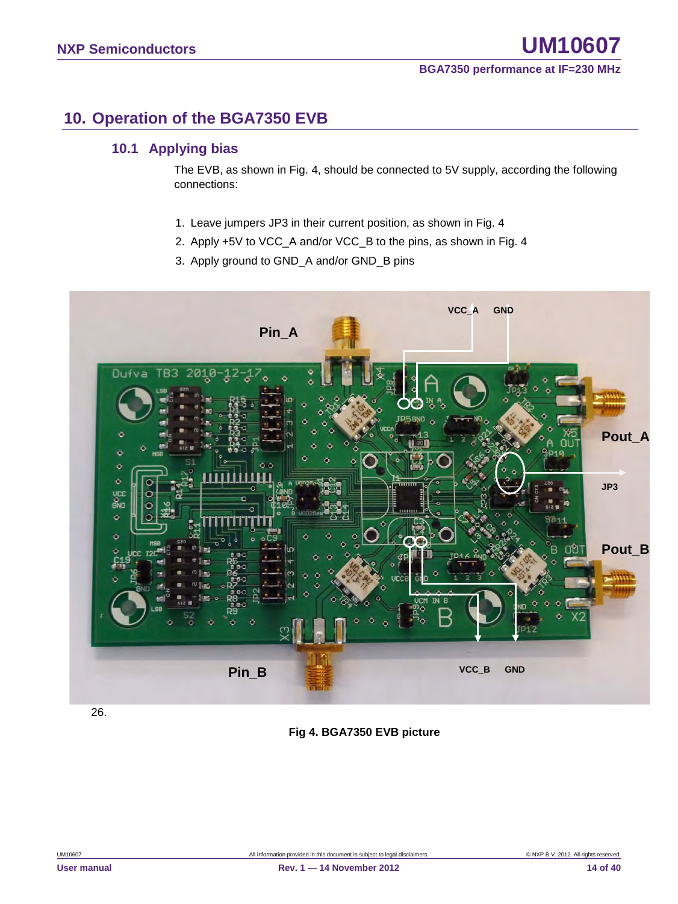## 10. Operation of the BGA7350 EVB

### 10.1 Applying bias

The EVB, as shown in Fig. 4, should be connected to 5V supply, according the following connections:

1. Leave jumpers JP3 in their current position, as shown in Fig. 4
2. Apply +5V to VCC_A and/or VCC_B to the pins, as shown in Fig. 4
3. Apply ground to GND_A and/or GND_B pins

26.

**Fig 4. BGA7350 EVB picture**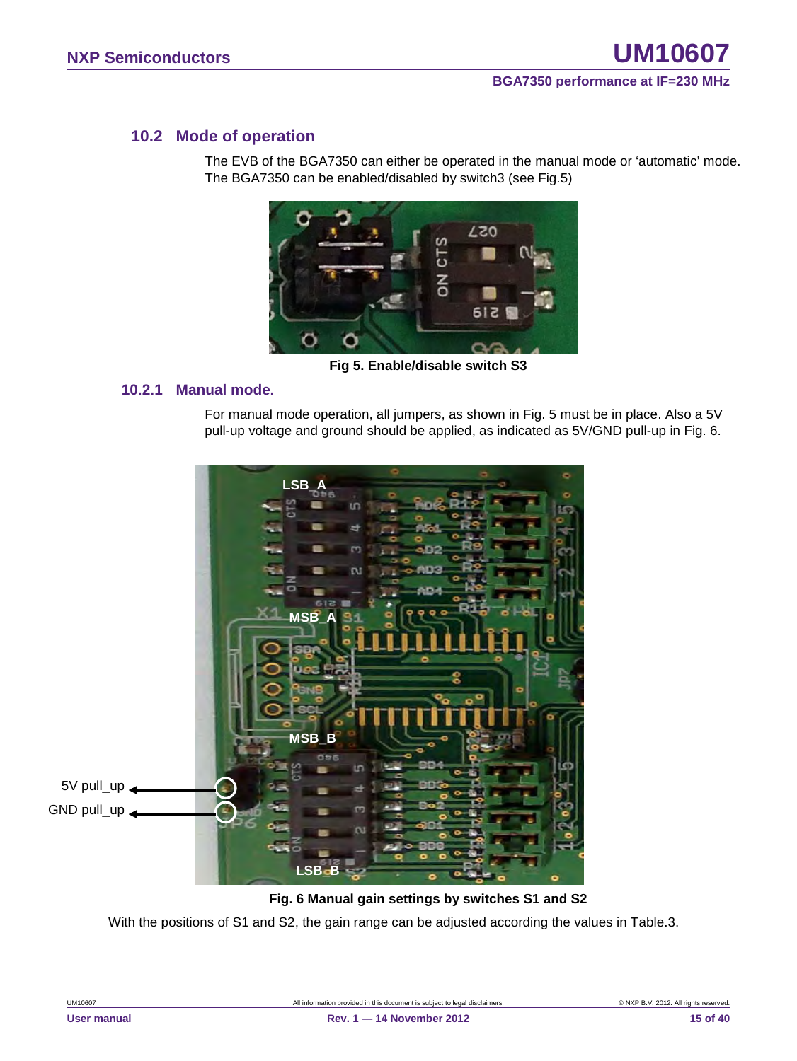## 10.2 Mode of operation

The EVB of the BGA7350 can either be operated in the manual mode or 'automatic' mode. The BGA7350 can be enabled/disabled by switch3 (see Fig.5)

**Fig 5. Enable/disable switch S3**

### 10.2.1 Manual mode.

For manual mode operation, all jumpers, as shown in Fig. 5 must be in place. Also a 5V pull-up voltage and ground should be applied, as indicated as 5V/GND pull-up in Fig. 6.

**Fig. 6 Manual gain settings by switches S1 and S2**

With the positions of S1 and S2, the gain range can be adjusted according the values in Table.3.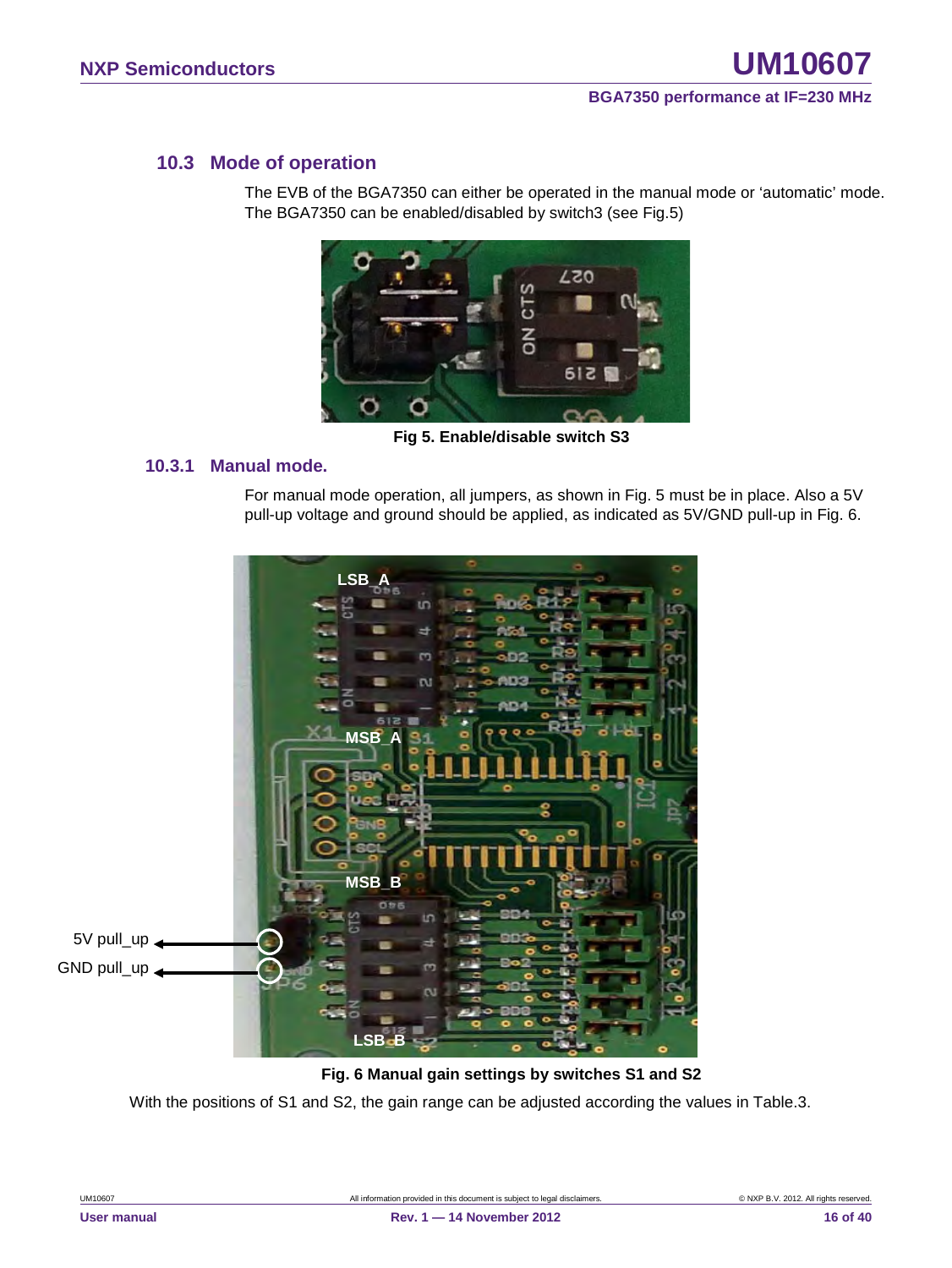## 10.3 Mode of operation

The EVB of the BGA7350 can either be operated in the manual mode or 'automatic' mode. The BGA7350 can be enabled/disabled by switch3 (see Fig.5)

**Fig 5. Enable/disable switch S3**

### 10.3.1 Manual mode.

For manual mode operation, all jumpers, as shown in Fig. 5 must be in place. Also a 5V pull-up voltage and ground should be applied, as indicated as 5V/GND pull-up in Fig. 6.

**Fig. 6 Manual gain settings by switches S1 and S2**

With the positions of S1 and S2, the gain range can be adjusted according the values in Table.3.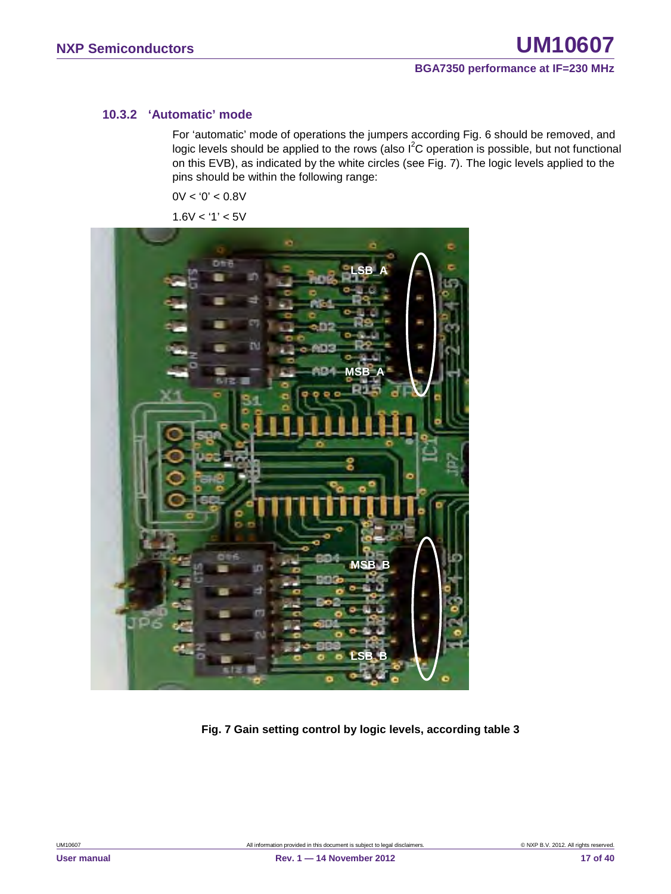### 10.3.2 ‘Automatic’ mode

For ‘automatic’ mode of operations the jumpers according Fig. 6 should be removed, and logic levels should be applied to the rows (also $I^2C$ operation is possible, but not functional on this EVB), as indicated by the white circles (see Fig. 7). The logic levels applied to the pins should be within the following range:

0V < ‘0’ < 0.8V

1.6V < ‘1’ < 5V

**Fig. 7 Gain setting control by logic levels, according table 3**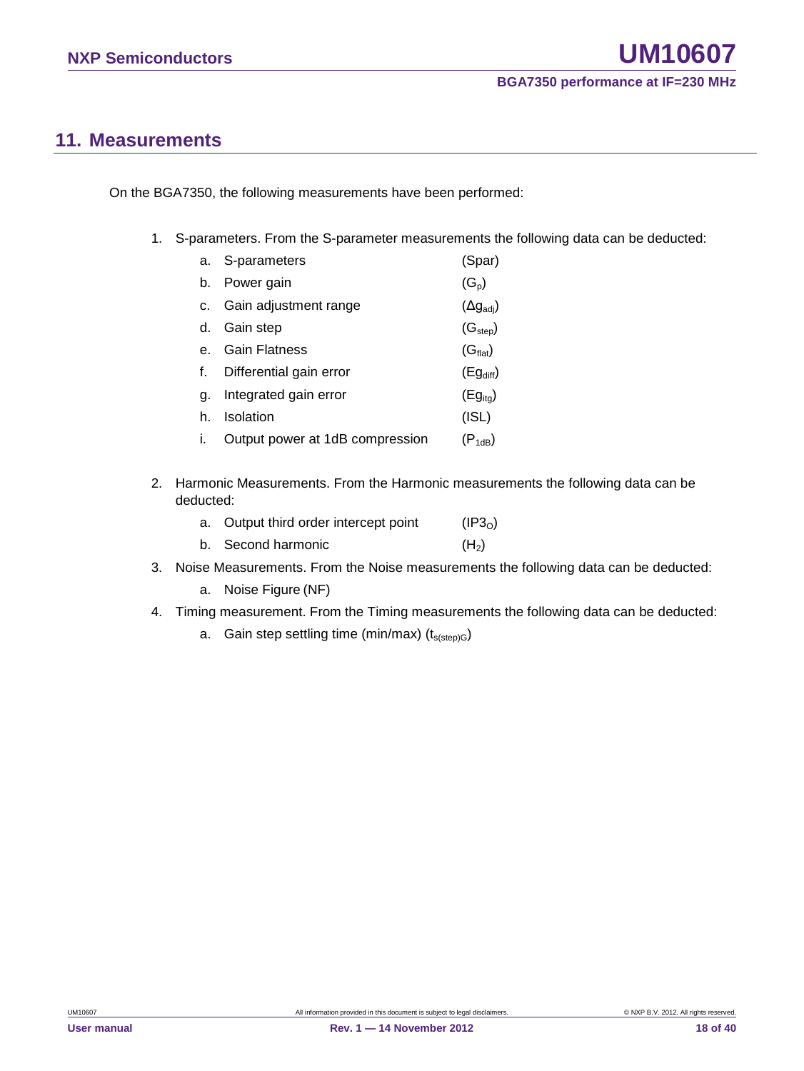## 11. Measurements

On the BGA7350, the following measurements have been performed:

1. S-parameters. From the S-parameter measurements the following data can be deducted:
   a. S-parameters (Spar)
   b. Power gain ($G_p$)
   c. Gain adjustment range ($\Delta g_{adj}$)
   d. Gain step ($G_{step}$)
   e. Gain Flatness ($G_{flat}$)
   f. Differential gain error ($Eg_{diff}$)
   g. Integrated gain error ($Eg_{itg}$)
   h. Isolation (ISL)
   i. Output power at 1dB compression ($P_{1dB}$)
2. Harmonic Measurements. From the Harmonic measurements the following data can be deducted:
   a. Output third order intercept point ($IP3_O$)
   b. Second harmonic ($H_2$)
3. Noise Measurements. From the Noise measurements the following data can be deducted:
   a. Noise Figure (NF)
4. Timing measurement. From the Timing measurements the following data can be deducted:
   a. Gain step settling time (min/max) ($t_{s(step)G}$)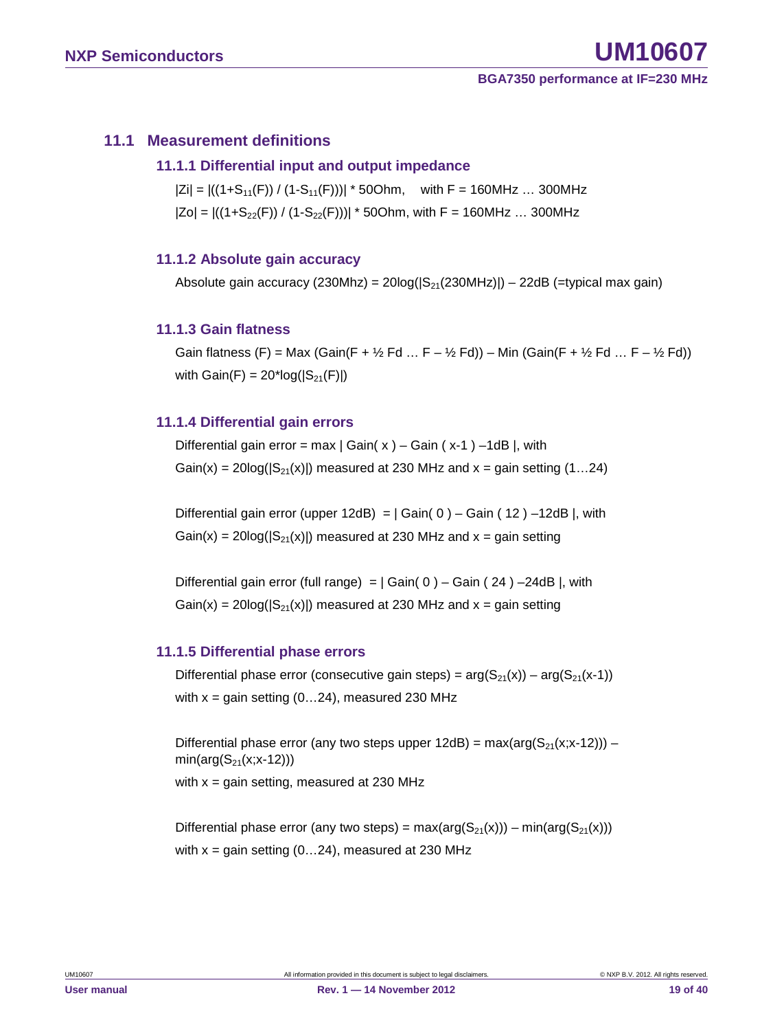## 11.1 Measurement definitions

### 11.1.1 Differential input and output impedance

$|Zi| = |((1+S_{11}(F)) / (1-S_{11}(F)))| * 50Ohm$, with F = 160MHz … 300MHz

$|Zo| = |((1+S_{22}(F)) / (1-S_{22}(F)))| * 50Ohm$, with F = 160MHz … 300MHz

### 11.1.2 Absolute gain accuracy

Absolute gain accuracy (230Mhz) = $20\log(|S_{21}(230MHz)|)$ – 22dB (=typical max gain)

### 11.1.3 Gain flatness

Gain flatness (F) = Max (Gain(F + ½ Fd … F – ½ Fd)) – Min (Gain(F + ½ Fd … F – ½ Fd))

with Gain(F) = $20*\log(|S_{21}(F)|)$

### 11.1.4 Differential gain errors

Differential gain error = max | Gain( x ) – Gain ( x-1 ) –1dB |, with

Gain(x) = $20\log(|S_{21}(x)|)$ measured at 230 MHz and x = gain setting (1…24)

Differential gain error (upper 12dB) = | Gain( 0 ) – Gain ( 12 ) –12dB |, with

Gain(x) = $20\log(|S_{21}(x)|)$ measured at 230 MHz and x = gain setting

Differential gain error (full range) = | Gain( 0 ) – Gain ( 24 ) –24dB |, with

Gain(x) = $20\log(|S_{21}(x)|)$ measured at 230 MHz and x = gain setting

### 11.1.5 Differential phase errors

Differential phase error (consecutive gain steps) = $\arg(S_{21}(x)) - \arg(S_{21}(x-1))$

with x = gain setting (0…24), measured 230 MHz

Differential phase error (any two steps upper 12dB) = $\max(\arg(S_{21}(x;x-12))) - \min(\arg(S_{21}(x;x-12)))$

with x = gain setting, measured at 230 MHz

Differential phase error (any two steps) = $\max(\arg(S_{21}(x))) - \min(\arg(S_{21}(x)))$

with x = gain setting (0…24), measured at 230 MHz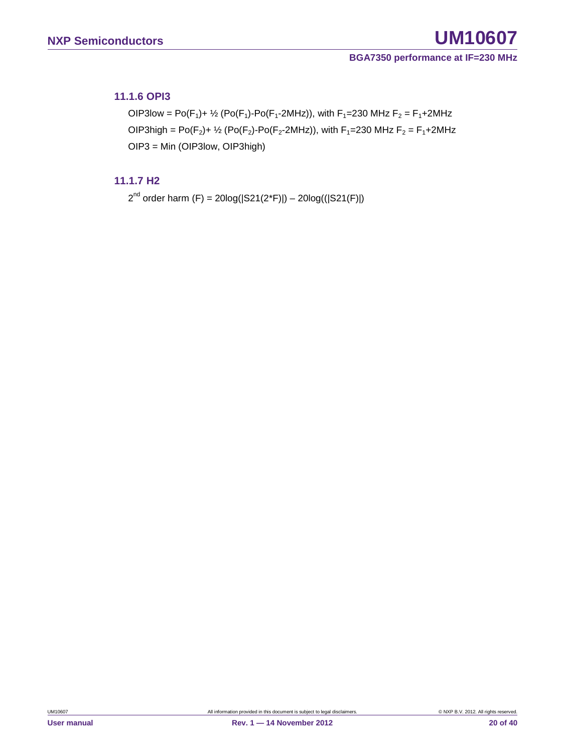### 11.1.6 OPI3

OIP3low = $Po(F_1)$+ ½ ($Po(F_1)$-$Po(F_1$-2MHz)), with $F_1$=230 MHz $F_2$ = $F_1$+2MHz

OIP3high = $Po(F_2)$+ ½ ($Po(F_2)$-$Po(F_2$-2MHz)), with $F_1$=230 MHz $F_2$ = $F_1$+2MHz

OIP3 = Min (OIP3low, OIP3high)

### 11.1.7 H2

$2^{nd}$ order harm (F) = 20log(|S21(2*F)|) – 20log((|S21(F)|)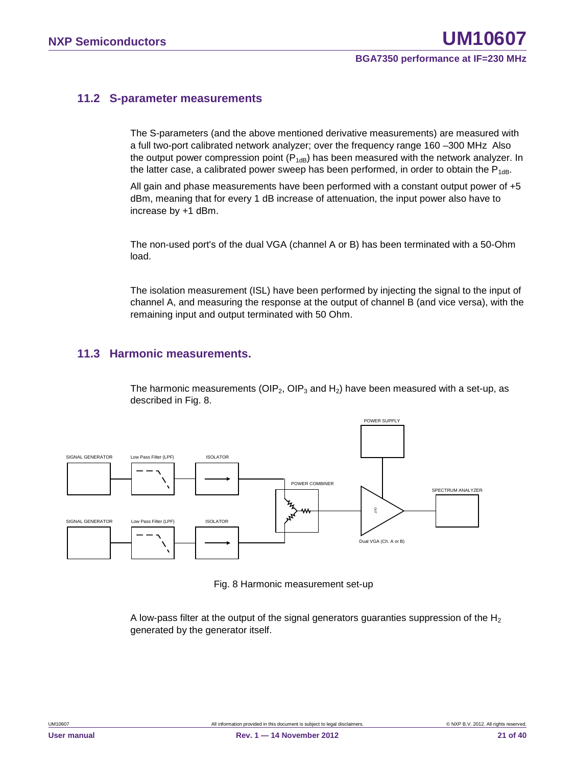## 11.2 S-parameter measurements

The S-parameters (and the above mentioned derivative measurements) are measured with a full two-port calibrated network analyzer; over the frequency range 160 –300 MHz Also the output power compression point ($P_{1dB}$) has been measured with the network analyzer. In the latter case, a calibrated power sweep has been performed, in order to obtain the $P_{1dB}$.

All gain and phase measurements have been performed with a constant output power of +5 dBm, meaning that for every 1 dB increase of attenuation, the input power also have to increase by +1 dBm.

The non-used port's of the dual VGA (channel A or B) has been terminated with a 50-Ohm load.

The isolation measurement (ISL) have been performed by injecting the signal to the input of channel A, and measuring the response at the output of channel B (and vice versa), with the remaining input and output terminated with 50 Ohm.

## 11.3 Harmonic measurements.

The harmonic measurements ($OIP_2$, $OIP_3$ and $H_2$) have been measured with a set-up, as described in Fig. 8.

Fig. 8 Harmonic measurement set-up

A low-pass filter at the output of the signal generators guaranties suppression of the $H_2$ generated by the generator itself.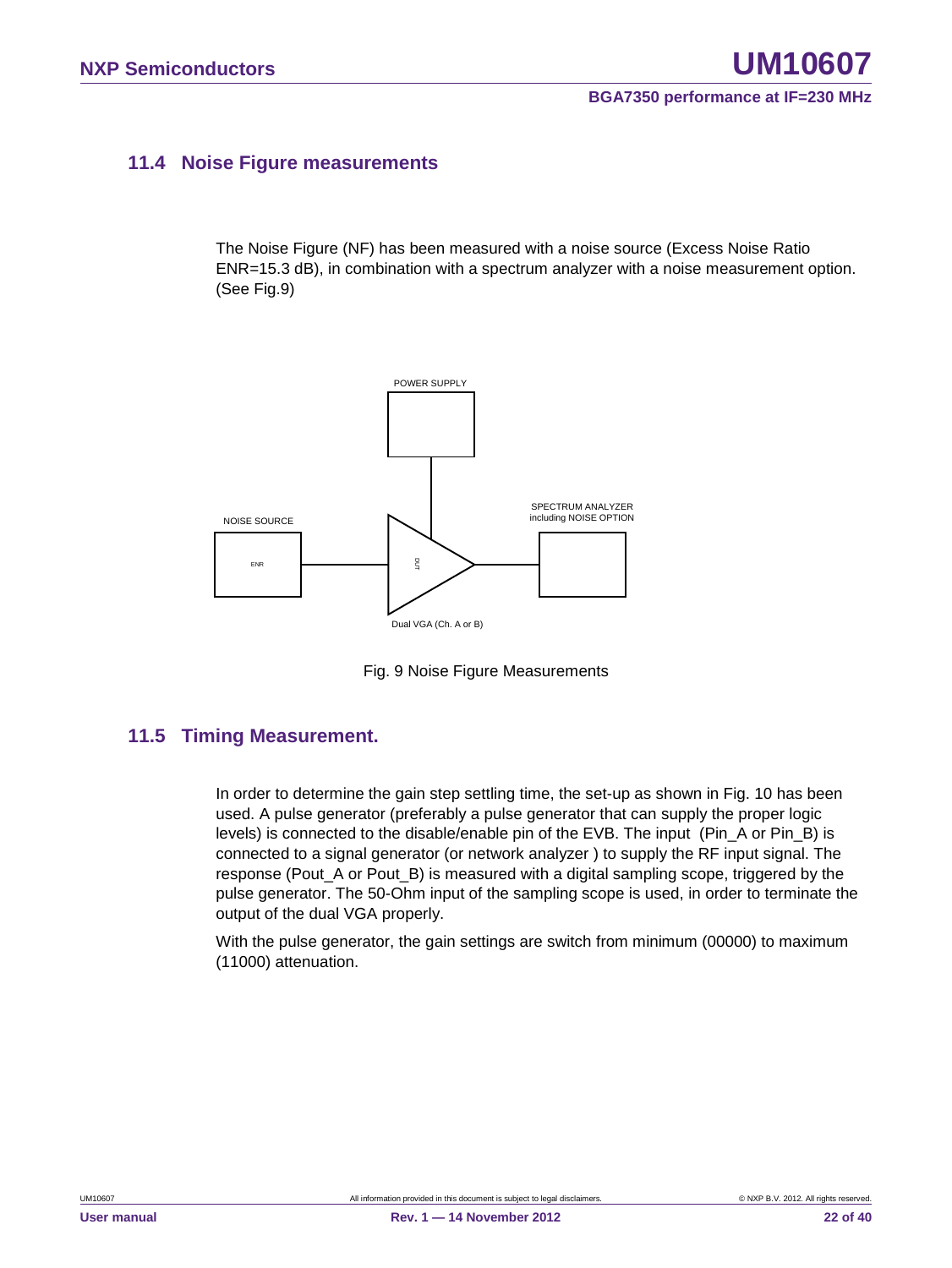## 11.4 Noise Figure measurements

The Noise Figure (NF) has been measured with a noise source (Excess Noise Ratio ENR=15.3 dB), in combination with a spectrum analyzer with a noise measurement option. (See Fig.9)

Fig. 9 Noise Figure Measurements

## 11.5 Timing Measurement.

In order to determine the gain step settling time, the set-up as shown in Fig. 10 has been used. A pulse generator (preferably a pulse generator that can supply the proper logic levels) is connected to the disable/enable pin of the EVB. The input (Pin_A or Pin_B) is connected to a signal generator (or network analyzer ) to supply the RF input signal. The response (Pout_A or Pout_B) is measured with a digital sampling scope, triggered by the pulse generator. The 50-Ohm input of the sampling scope is used, in order to terminate the output of the dual VGA properly.

With the pulse generator, the gain settings are switch from minimum (00000) to maximum (11000) attenuation.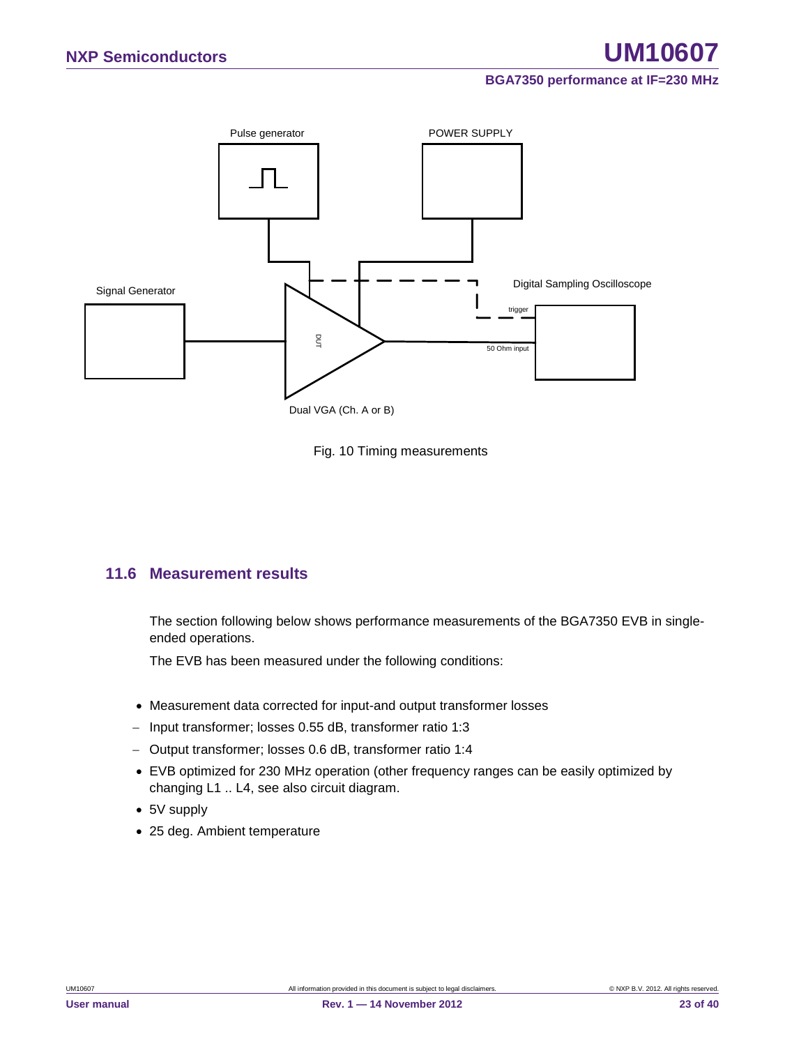Fig. 10 Timing measurements

## 11.6 Measurement results

The section following below shows performance measurements of the BGA7350 EVB in single-ended operations.

The EVB has been measured under the following conditions:

- Measurement data corrected for input-and output transformer losses
  - Input transformer; losses 0.55 dB, transformer ratio 1:3
  - Output transformer; losses 0.6 dB, transformer ratio 1:4
- EVB optimized for 230 MHz operation (other frequency ranges can be easily optimized by changing L1 .. L4, see also circuit diagram.
- 5V supply
- 25 deg. Ambient temperature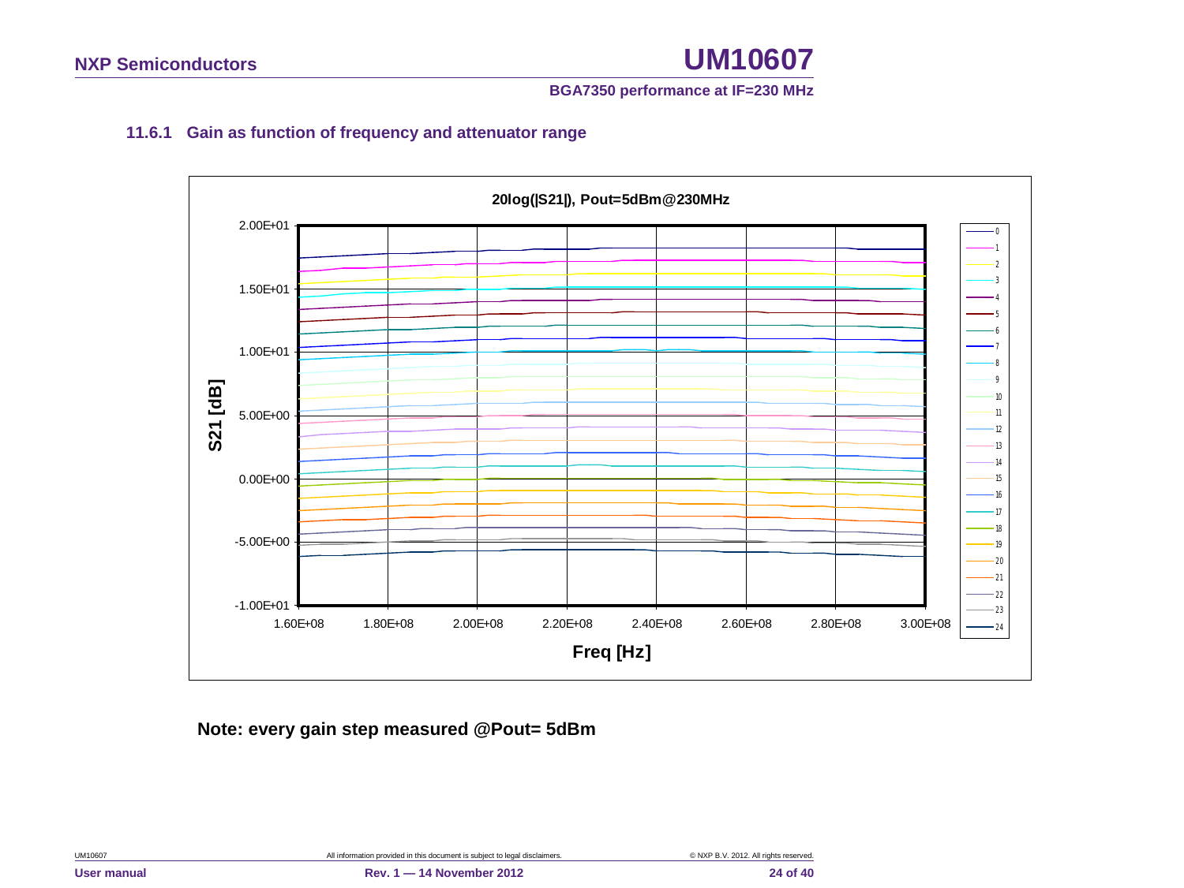### 11.6.1 Gain as function of frequency and attenuator range

20log(|S21|), Pout=5dBm@230MHz

S21 [dB]

Freq [Hz]

**Note: every gain step measured @Pout= 5dBm**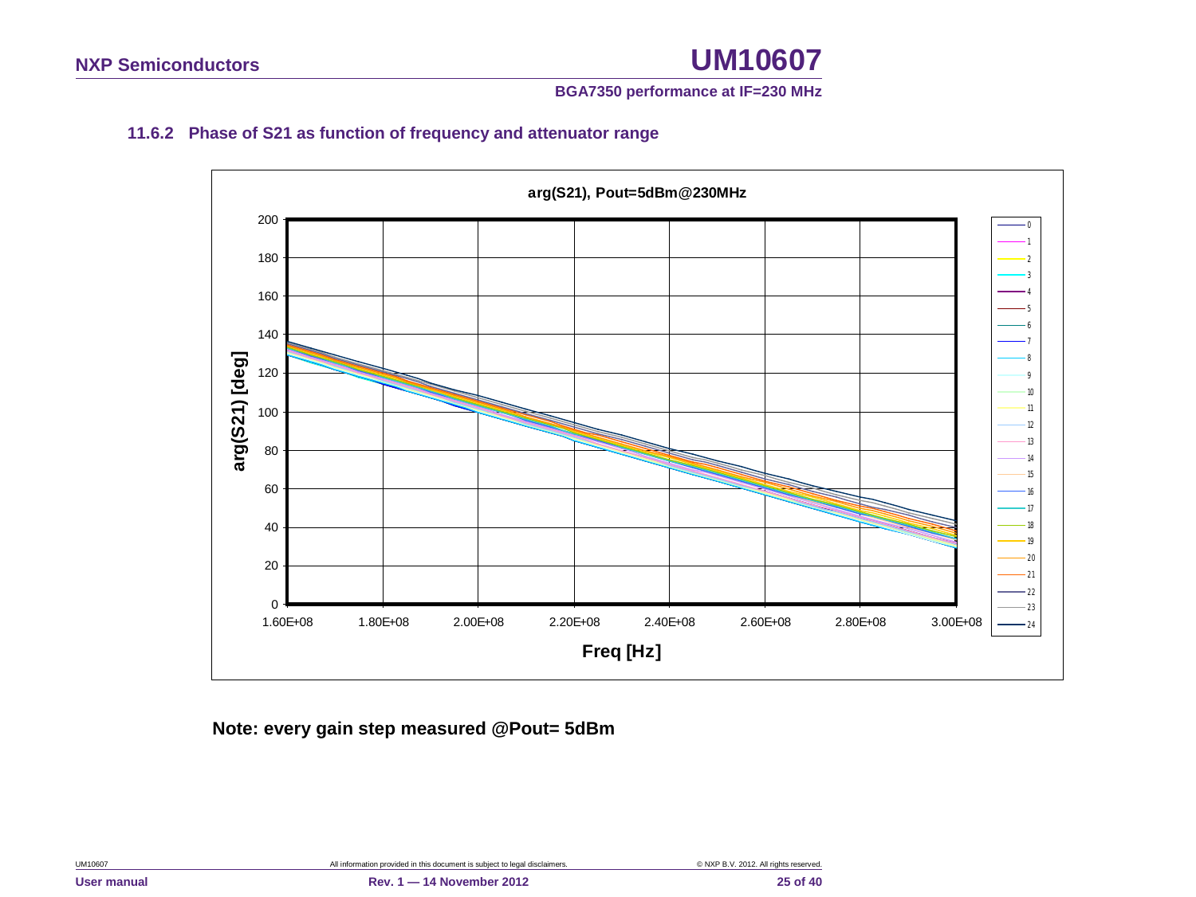### 11.6.2 Phase of S21 as function of frequency and attenuator range

Note: every gain step measured @Pout= 5dBm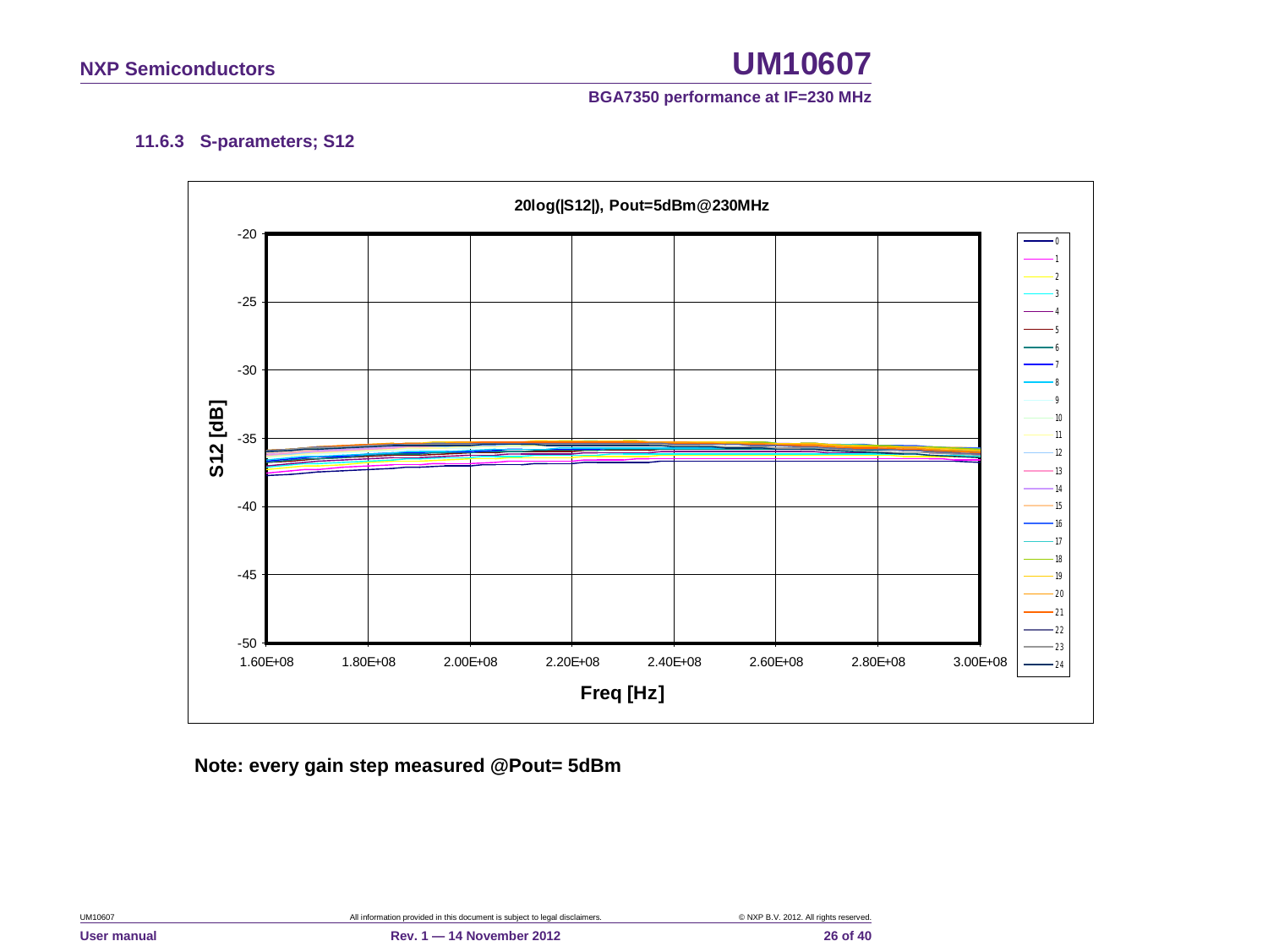### 11.6.3 S-parameters; S12

**20log(|S12|), Pout=5dBm@230MHz**

S12 [dB]

Freq [Hz]

**Note: every gain step measured @Pout= 5dBm**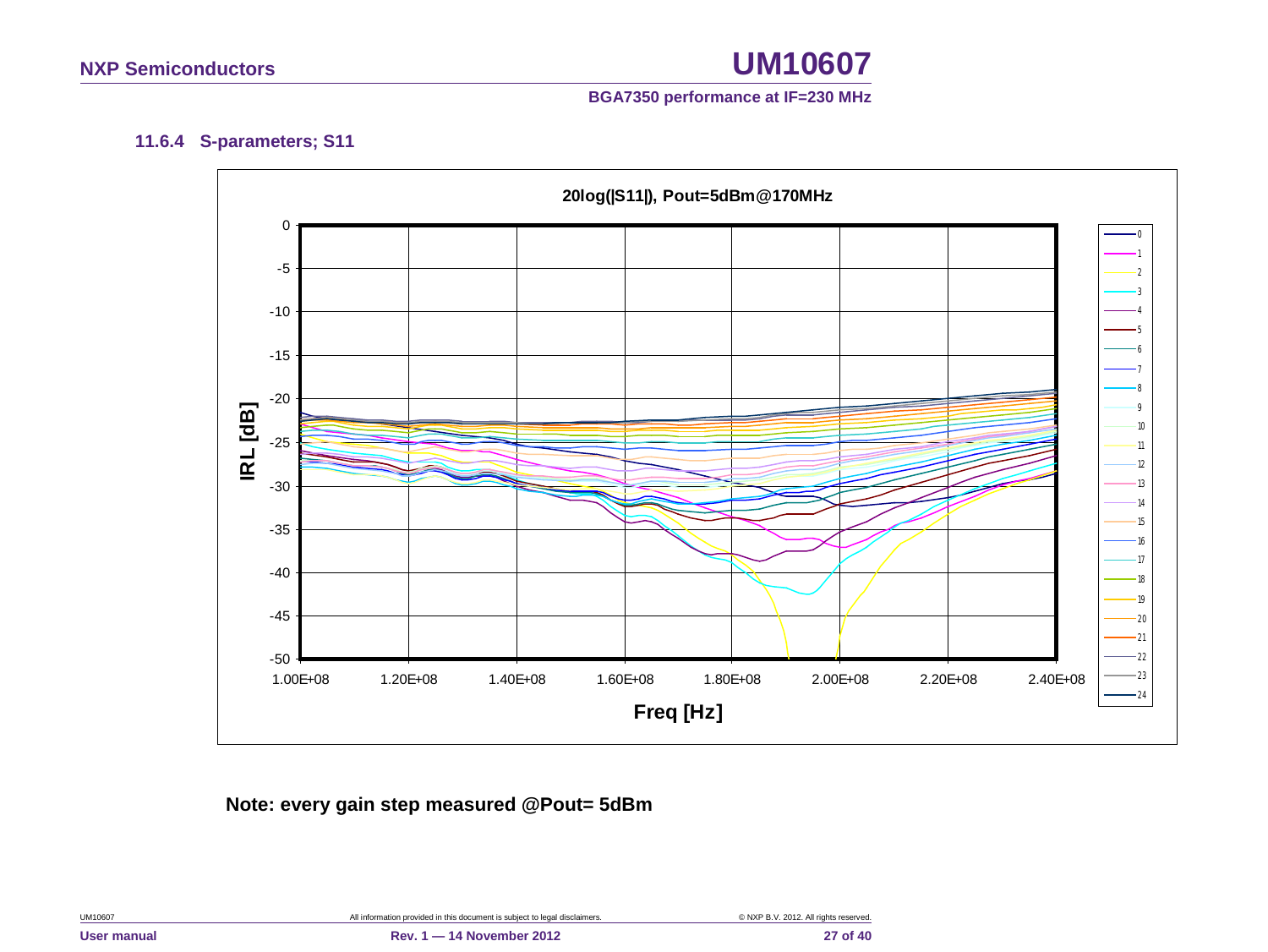### 11.6.4 S-parameters; S11

20log(|S11|), Pout=5dBm@170MHz

**Note: every gain step measured @Pout= 5dBm**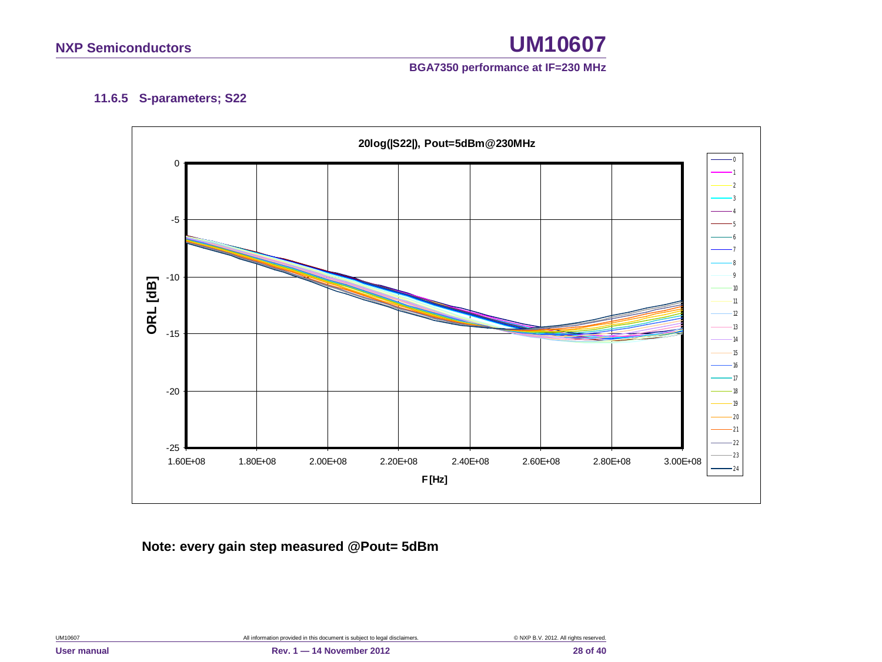### 11.6.5 S-parameters; S22

**20log(|S22|), Pout=5dBm@230MHz**

ORL [dB]

F [Hz]

**Note: every gain step measured @Pout= 5dBm**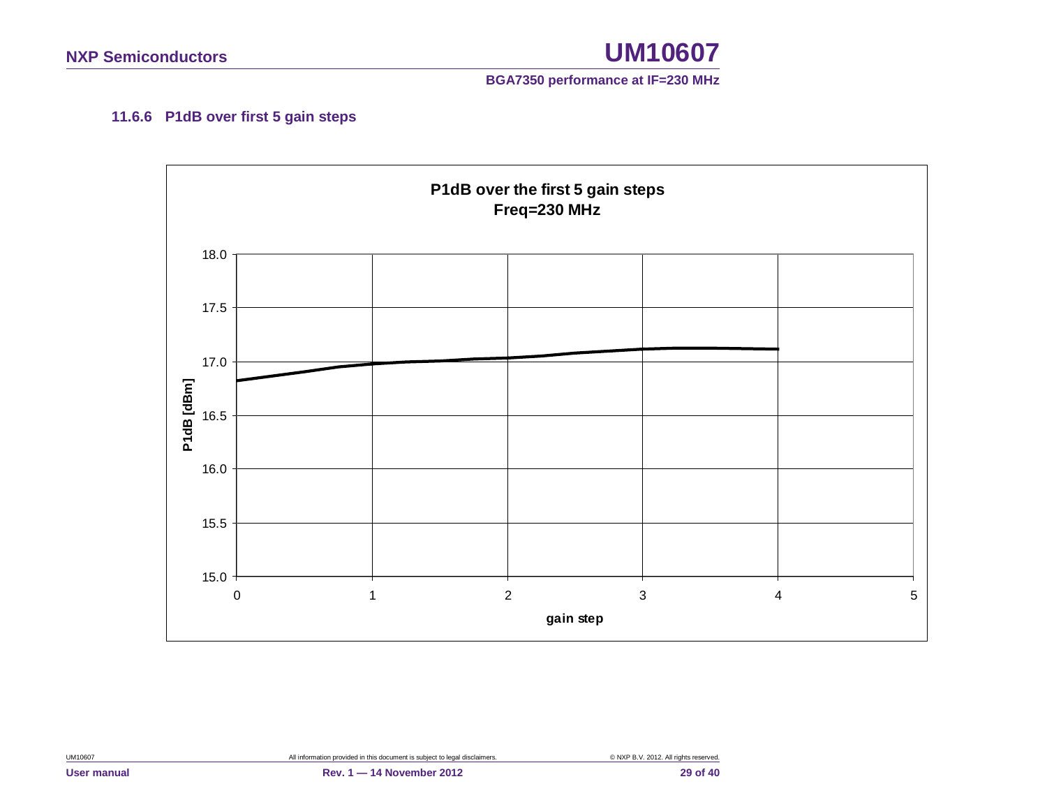#### 11.6.6 P1dB over first 5 gain steps

**P1dB over the first 5 gain steps**
**Freq=230 MHz**

P1dB [dBm]

18.0
17.5
17.0
16.5
16.0
15.5
15.0

0 1 2 3 4 5

gain step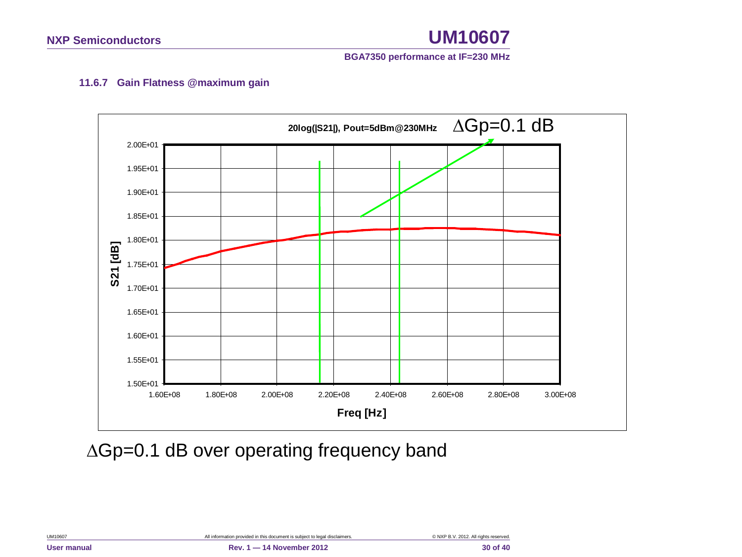### 11.6.7 Gain Flatness @maximum gain

20log(|S21|), Pout=5dBm@230MHz

$\Delta$Gp=0.1 dB

S21 [dB]

2.00E+01
1.95E+01
1.90E+01
1.85E+01
1.80E+01
1.75E+01
1.70E+01
1.65E+01
1.60E+01
1.55E+01
1.50E+01

1.60E+08 1.80E+08 2.00E+08 2.20E+08 2.40E+08 2.60E+08 2.80E+08 3.00E+08

Freq [Hz]

$\Delta$Gp=0.1 dB over operating frequency band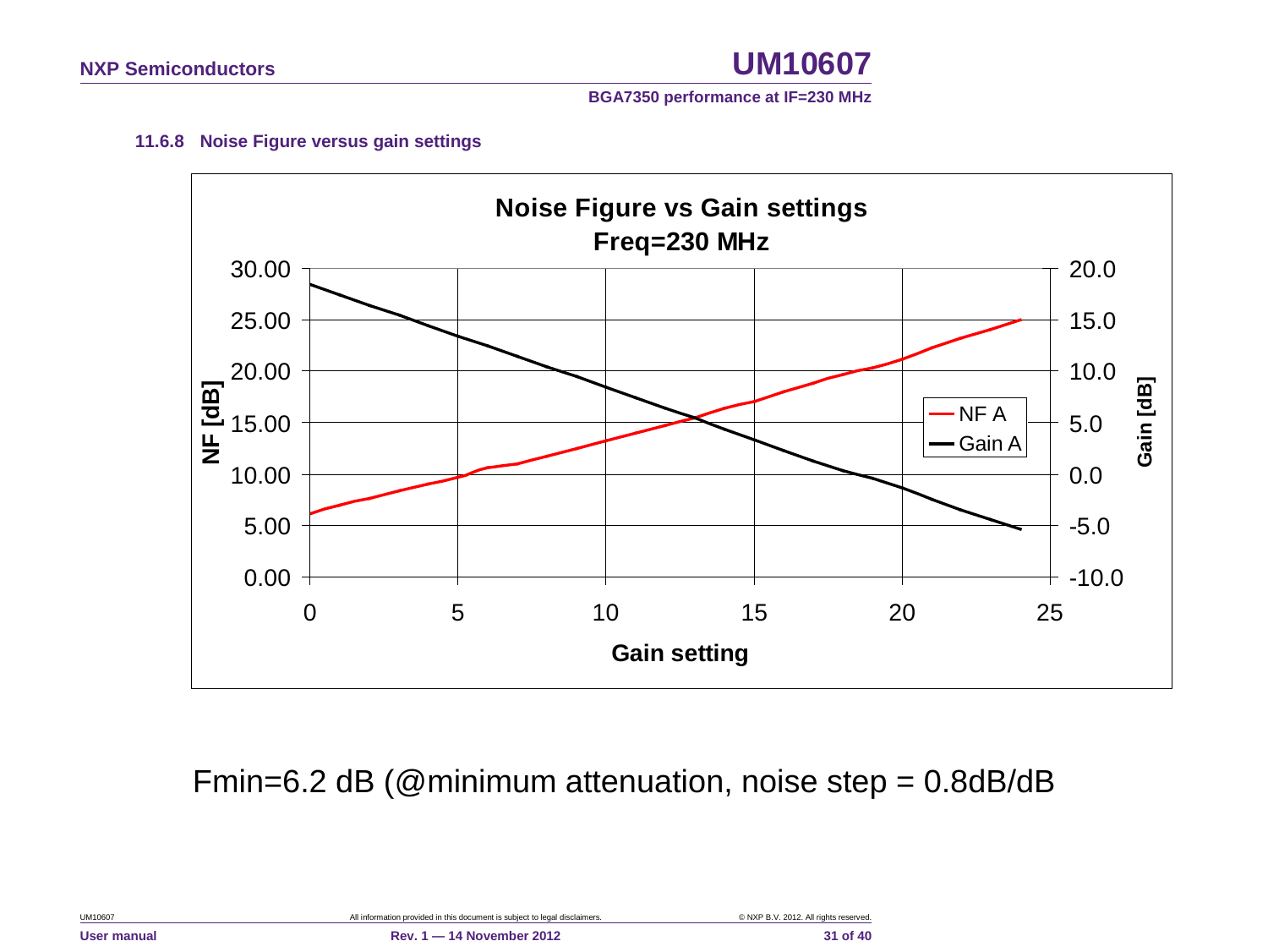### 11.6.8 Noise Figure versus gain settings

Fmin=6.2 dB (@minimum attenuation, noise step = 0.8dB/dB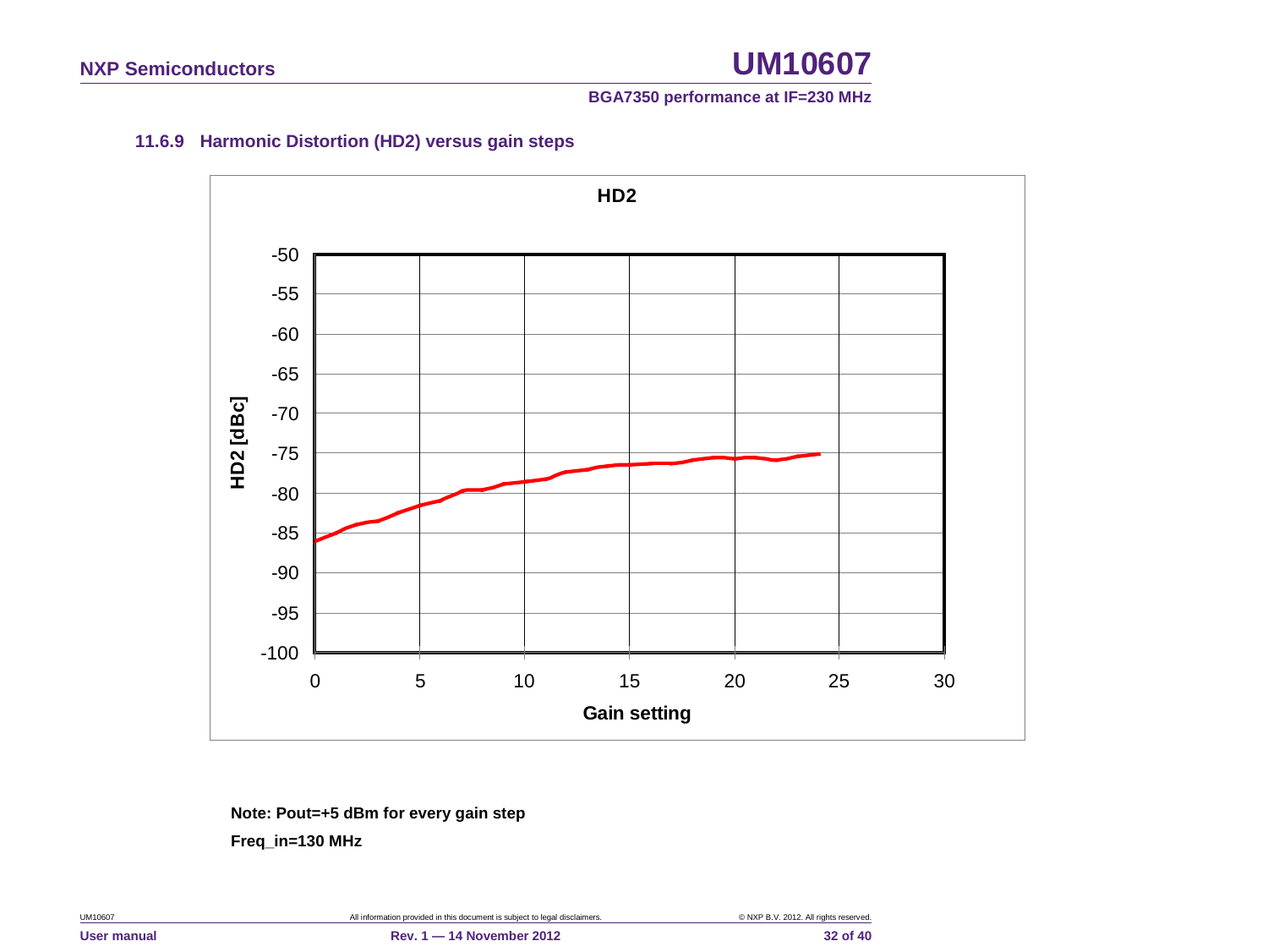### 11.6.9 Harmonic Distortion (HD2) versus gain steps

**Note: Pout=+5 dBm for every gain step**

**Freq_in=130 MHz**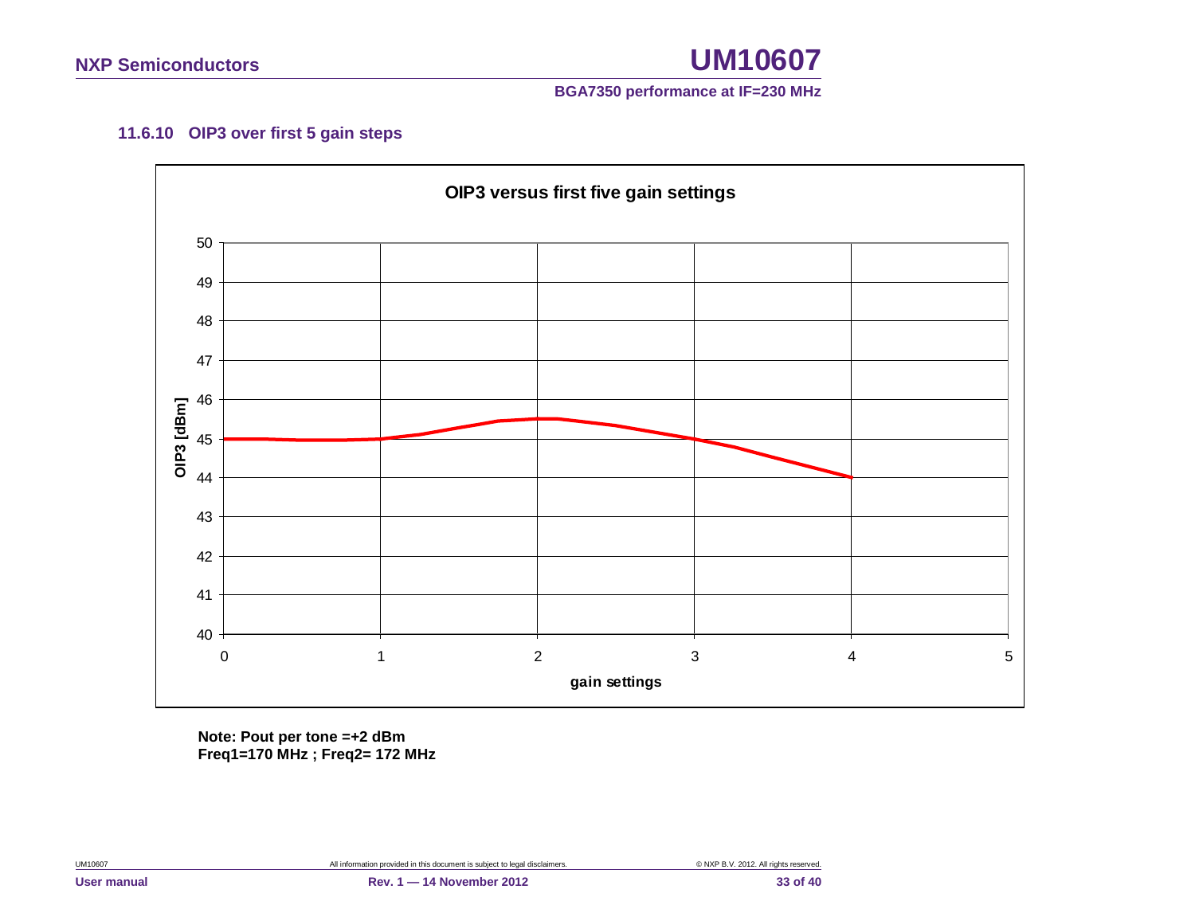### 11.6.10 OIP3 over first 5 gain steps

**OIP3 versus first five gain settings**

**Note: Pout per tone =+2 dBm**
**Freq1=170 MHz ; Freq2= 172 MHz**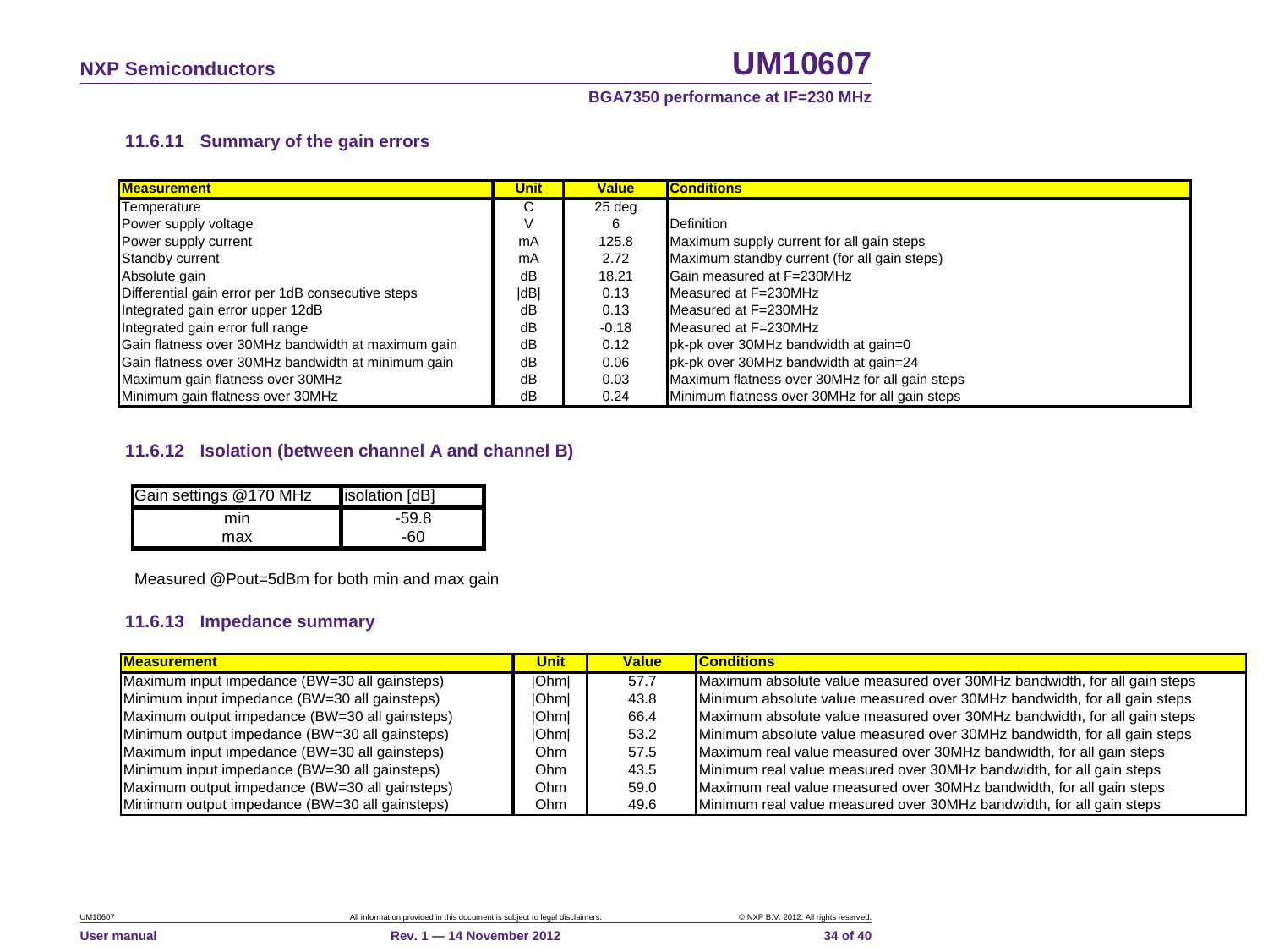### 11.6.11 Summary of the gain errors

| Measurement | Unit | Value | Conditions |
|---|---|---|---|
| Temperature | C | 25 deg | |
| Power supply voltage | V | 6 | Definition |
| Power supply current | mA | 125.8 | Maximum supply current for all gain steps |
| Standby current | mA | 2.72 | Maximum standby current (for all gain steps) |
| Absolute gain | dB | 18.21 | Gain measured at F=230MHz |
| Differential gain error per 1dB consecutive steps | \|dB\| | 0.13 | Measured at F=230MHz |
| Integrated gain error upper 12dB | dB | 0.13 | Measured at F=230MHz |
| Integrated gain error full range | dB | -0.18 | Measured at F=230MHz |
| Gain flatness over 30MHz bandwidth at maximum gain | dB | 0.12 | pk-pk over 30MHz bandwidth at gain=0 |
| Gain flatness over 30MHz bandwidth at minimum gain | dB | 0.06 | pk-pk over 30MHz bandwidth at gain=24 |
| Maximum gain flatness over 30MHz | dB | 0.03 | Maximum flatness over 30MHz for all gain steps |
| Minimum gain flatness over 30MHz | dB | 0.24 | Minimum flatness over 30MHz for all gain steps |

### 11.6.12 Isolation (between channel A and channel B)

| Gain settings @170 MHz | isolation [dB] |
|---|---|
| min | -59.8 |
| max | -60 |

Measured @Pout=5dBm for both min and max gain

### 11.6.13 Impedance summary

| Measurement | Unit | Value | Conditions |
|---|---|---|---|
| Maximum input impedance (BW=30 all gainsteps) | \|Ohm\| | 57.7 | Maximum absolute value measured over 30MHz bandwidth, for all gain steps |
| Minimum input impedance (BW=30 all gainsteps) | \|Ohm\| | 43.8 | Minimum absolute value measured over 30MHz bandwidth, for all gain steps |
| Maximum output impedance (BW=30 all gainsteps) | \|Ohm\| | 66.4 | Maximum absolute value measured over 30MHz bandwidth, for all gain steps |
| Minimum output impedance (BW=30 all gainsteps) | \|Ohm\| | 53.2 | Minimum absolute value measured over 30MHz bandwidth, for all gain steps |
| Maximum input impedance (BW=30 all gainsteps) | Ohm | 57.5 | Maximum real value measured over 30MHz bandwidth, for all gain steps |
| Minimum input impedance (BW=30 all gainsteps) | Ohm | 43.5 | Minimum real value measured over 30MHz bandwidth, for all gain steps |
| Maximum output impedance (BW=30 all gainsteps) | Ohm | 59.0 | Maximum real value measured over 30MHz bandwidth, for all gain steps |
| Minimum output impedance (BW=30 all gainsteps) | Ohm | 49.6 | Minimum real value measured over 30MHz bandwidth, for all gain steps |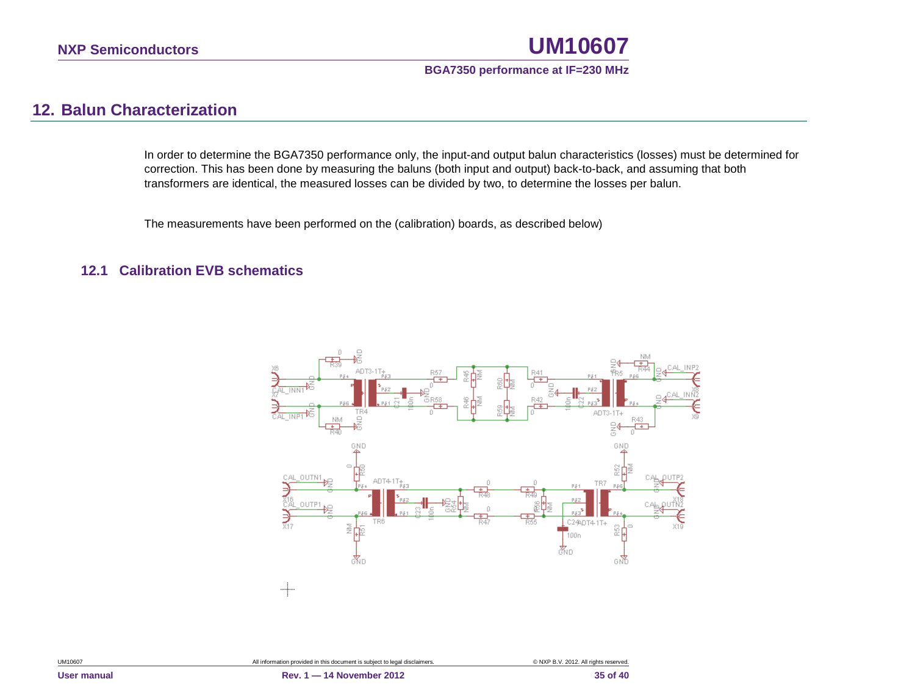## 12. Balun Characterization

In order to determine the BGA7350 performance only, the input-and output balun characteristics (losses) must be determined for correction. This has been done by measuring the baluns (both input and output) back-to-back, and assuming that both transformers are identical, the measured losses can be divided by two, to determine the losses per balun.

The measurements have been performed on the (calibration) boards, as described below)

### 12.1 Calibration EVB schematics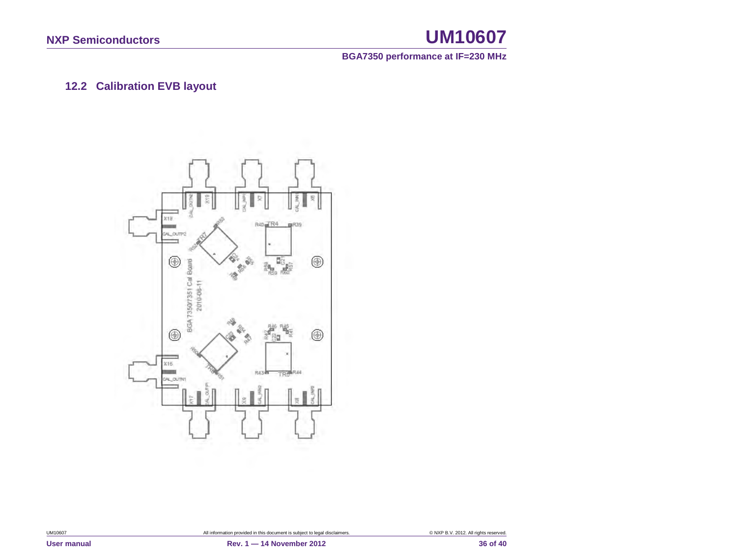## 12.2 Calibration EVB layout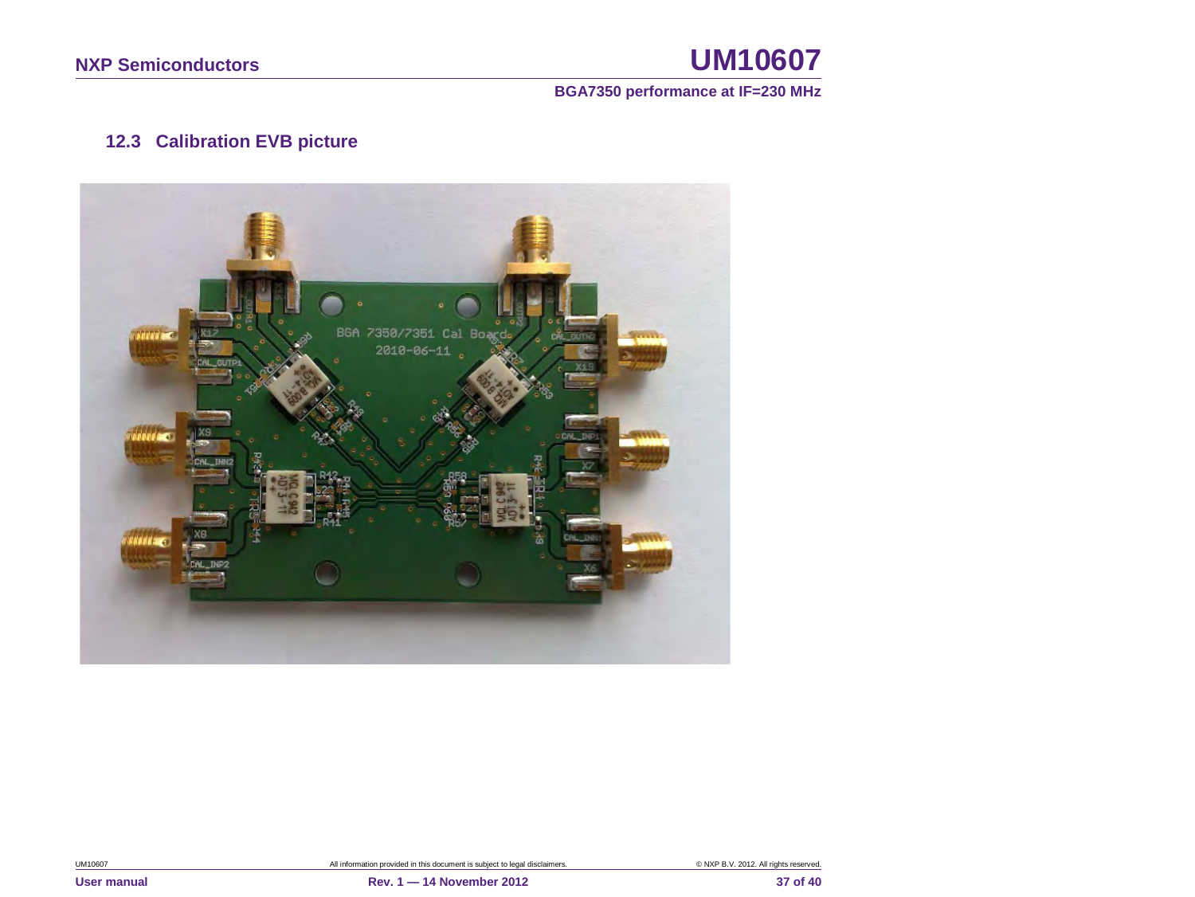### 12.3 Calibration EVB picture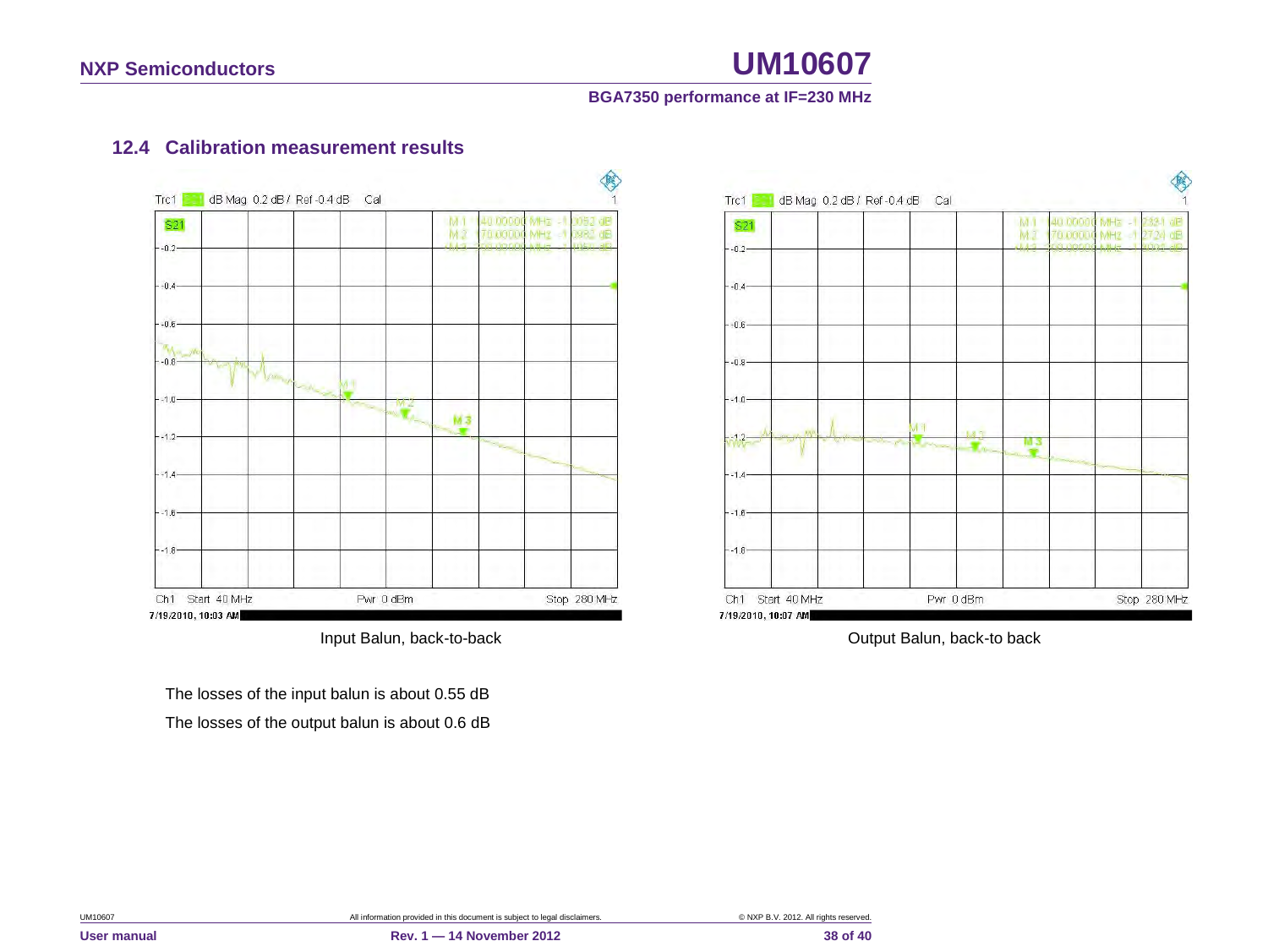## 12.4 Calibration measurement results

Input Balun, back-to-back

Output Balun, back-to back

The losses of the input balun is about 0.55 dB

The losses of the output balun is about 0.6 dB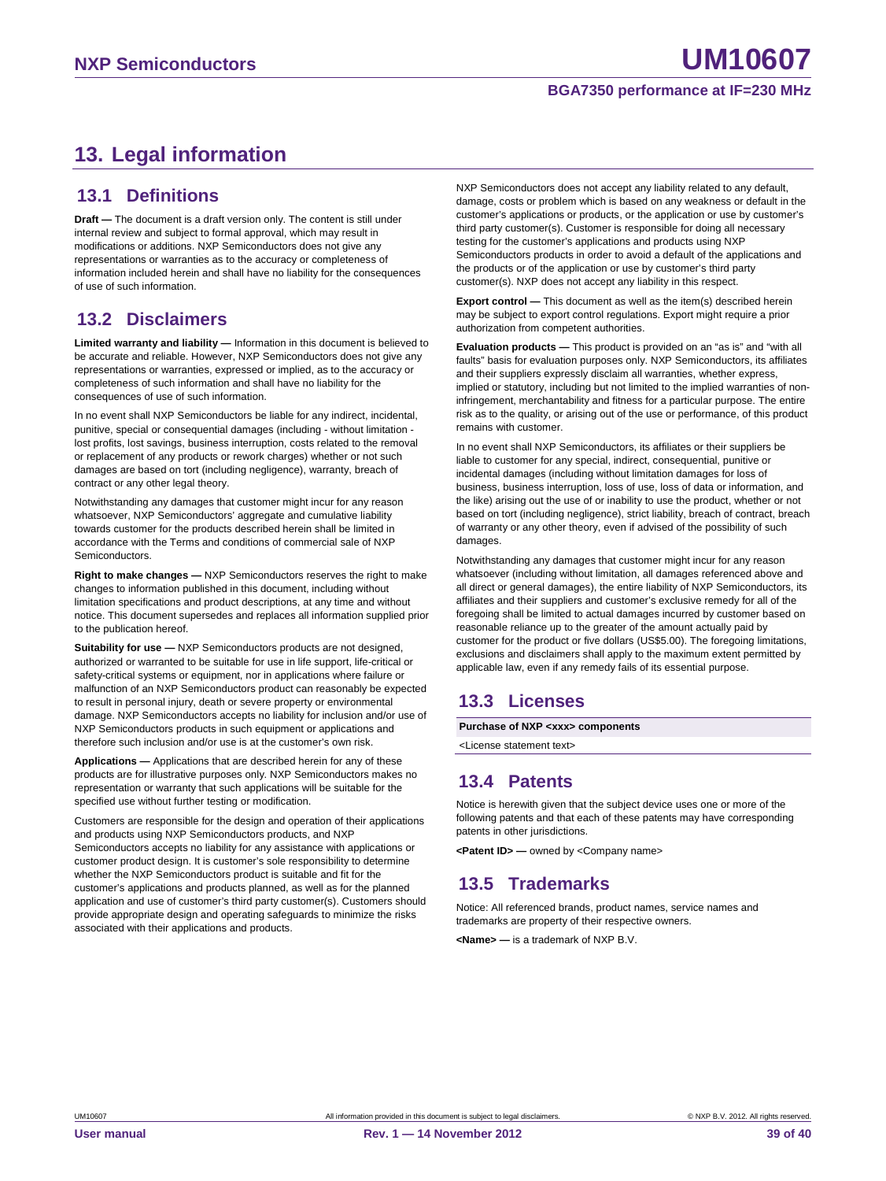# 13. Legal information

## 13.1 Definitions

**Draft —** The document is a draft version only. The content is still under internal review and subject to formal approval, which may result in modifications or additions. NXP Semiconductors does not give any representations or warranties as to the accuracy or completeness of information included herein and shall have no liability for the consequences of use of such information.

## 13.2 Disclaimers

**Limited warranty and liability —** Information in this document is believed to be accurate and reliable. However, NXP Semiconductors does not give any representations or warranties, expressed or implied, as to the accuracy or completeness of such information and shall have no liability for the consequences of use of such information.

In no event shall NXP Semiconductors be liable for any indirect, incidental, punitive, special or consequential damages (including - without limitation - lost profits, lost savings, business interruption, costs related to the removal or replacement of any products or rework charges) whether or not such damages are based on tort (including negligence), warranty, breach of contract or any other legal theory.

Notwithstanding any damages that customer might incur for any reason whatsoever, NXP Semiconductors' aggregate and cumulative liability towards customer for the products described herein shall be limited in accordance with the Terms and conditions of commercial sale of NXP Semiconductors.

**Right to make changes —** NXP Semiconductors reserves the right to make changes to information published in this document, including without limitation specifications and product descriptions, at any time and without notice. This document supersedes and replaces all information supplied prior to the publication hereof.

**Suitability for use —** NXP Semiconductors products are not designed, authorized or warranted to be suitable for use in life support, life-critical or safety-critical systems or equipment, nor in applications where failure or malfunction of an NXP Semiconductors product can reasonably be expected to result in personal injury, death or severe property or environmental damage. NXP Semiconductors accepts no liability for inclusion and/or use of NXP Semiconductors products in such equipment or applications and therefore such inclusion and/or use is at the customer's own risk.

**Applications —** Applications that are described herein for any of these products are for illustrative purposes only. NXP Semiconductors makes no representation or warranty that such applications will be suitable for the specified use without further testing or modification.

Customers are responsible for the design and operation of their applications and products using NXP Semiconductors products, and NXP Semiconductors accepts no liability for any assistance with applications or customer product design. It is customer's sole responsibility to determine whether the NXP Semiconductors product is suitable and fit for the customer's applications and products planned, as well as for the planned application and use of customer's third party customer(s). Customers should provide appropriate design and operating safeguards to minimize the risks associated with their applications and products.

NXP Semiconductors does not accept any liability related to any default, damage, costs or problem which is based on any weakness or default in the customer's applications or products, or the application or use by customer's third party customer(s). Customer is responsible for doing all necessary testing for the customer's applications and products using NXP Semiconductors products in order to avoid a default of the applications and the products or of the application or use by customer's third party customer(s). NXP does not accept any liability in this respect.

**Export control —** This document as well as the item(s) described herein may be subject to export control regulations. Export might require a prior authorization from competent authorities.

**Evaluation products —** This product is provided on an "as is" and "with all faults" basis for evaluation purposes only. NXP Semiconductors, its affiliates and their suppliers expressly disclaim all warranties, whether express, implied or statutory, including but not limited to the implied warranties of non-infringement, merchantability and fitness for a particular purpose. The entire risk as to the quality, or arising out of the use or performance, of this product remains with customer.

In no event shall NXP Semiconductors, its affiliates or their suppliers be liable to customer for any special, indirect, consequential, punitive or incidental damages (including without limitation damages for loss of business, business interruption, loss of use, loss of data or information, and the like) arising out the use of or inability to use the product, whether or not based on tort (including negligence), strict liability, breach of contract, breach of warranty or any other theory, even if advised of the possibility of such damages.

Notwithstanding any damages that customer might incur for any reason whatsoever (including without limitation, all damages referenced above and all direct or general damages), the entire liability of NXP Semiconductors, its affiliates and their suppliers and customer's exclusive remedy for all of the foregoing shall be limited to actual damages incurred by customer based on reasonable reliance up to the greater of the amount actually paid by customer for the product or five dollars (US$5.00). The foregoing limitations, exclusions and disclaimers shall apply to the maximum extent permitted by applicable law, even if any remedy fails of its essential purpose.

## 13.3 Licenses

| Purchase of NXP <xxx> components |
|---|
| <License statement text> |

## 13.4 Patents

Notice is herewith given that the subject device uses one or more of the following patents and that each of these patents may have corresponding patents in other jurisdictions.

**<Patent ID> —** owned by <Company name>

## 13.5 Trademarks

Notice: All referenced brands, product names, service names and trademarks are property of their respective owners.

**<Name> —** is a trademark of NXP B.V.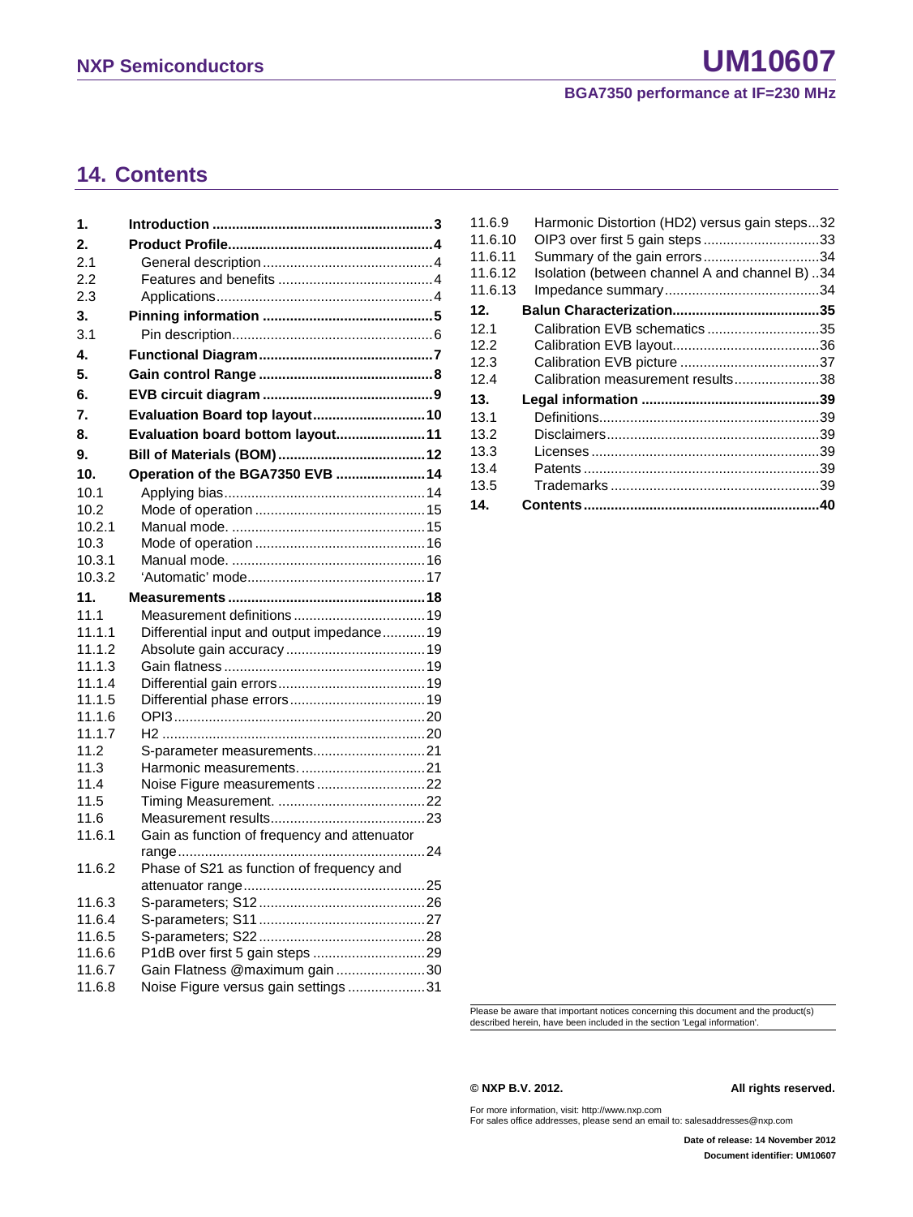# 14. Contents

| | | |
|---|---|---|
| **1.** | **Introduction** | **3** |
| **2.** | **Product Profile** | **4** |
| 2.1 | General description | 4 |
| 2.2 | Features and benefits | 4 |
| 2.3 | Applications | 4 |
| **3.** | **Pinning information** | **5** |
| 3.1 | Pin description | 6 |
| **4.** | **Functional Diagram** | **7** |
| **5.** | **Gain control Range** | **8** |
| **6.** | **EVB circuit diagram** | **9** |
| **7.** | **Evaluation Board top layout** | **10** |
| **8.** | **Evaluation board bottom layout** | **11** |
| **9.** | **Bill of Materials (BOM)** | **12** |
| **10.** | **Operation of the BGA7350 EVB** | **14** |
| 10.1 | Applying bias | 14 |
| 10.2 | Mode of operation | 15 |
| 10.2.1 | Manual mode. | 15 |
| 10.3 | Mode of operation | 16 |
| 10.3.1 | Manual mode. | 16 |
| 10.3.2 | 'Automatic' mode | 17 |
| **11.** | **Measurements** | **18** |
| 11.1 | Measurement definitions | 19 |
| 11.1.1 | Differential input and output impedance | 19 |
| 11.1.2 | Absolute gain accuracy | 19 |
| 11.1.3 | Gain flatness | 19 |
| 11.1.4 | Differential gain errors | 19 |
| 11.1.5 | Differential phase errors | 19 |
| 11.1.6 | OPI3 | 20 |
| 11.1.7 | H2 | 20 |
| 11.2 | S-parameter measurements | 21 |
| 11.3 | Harmonic measurements. | 21 |
| 11.4 | Noise Figure measurements | 22 |
| 11.5 | Timing Measurement. | 22 |
| 11.6 | Measurement results | 23 |
| 11.6.1 | Gain as function of frequency and attenuator range | 24 |
| 11.6.2 | Phase of S21 as function of frequency and attenuator range | 25 |
| 11.6.3 | S-parameters; S12 | 26 |
| 11.6.4 | S-parameters; S11 | 27 |
| 11.6.5 | S-parameters; S22 | 28 |
| 11.6.6 | P1dB over first 5 gain steps | 29 |
| 11.6.7 | Gain Flatness @maximum gain | 30 |
| 11.6.8 | Noise Figure versus gain settings | 31 |
| 11.6.9 | Harmonic Distortion (HD2) versus gain steps | 32 |
| 11.6.10 | OIP3 over first 5 gain steps | 33 |
| 11.6.11 | Summary of the gain errors | 34 |
| 11.6.12 | Isolation (between channel A and channel B) | 34 |
| 11.6.13 | Impedance summary | 34 |
| **12.** | **Balun Characterization** | **35** |
| 12.1 | Calibration EVB schematics | 35 |
| 12.2 | Calibration EVB layout | 36 |
| 12.3 | Calibration EVB picture | 37 |
| 12.4 | Calibration measurement results | 38 |
| **13.** | **Legal information** | **39** |
| 13.1 | Definitions | 39 |
| 13.2 | Disclaimers | 39 |
| 13.3 | Licenses | 39 |
| 13.4 | Patents | 39 |
| 13.5 | Trademarks | 39 |
| **14.** | **Contents** | **40** |

Please be aware that important notices concerning this document and the product(s) described herein, have been included in the section 'Legal information'.

**© NXP B.V. 2012. All rights reserved.**

For more information, visit: http://www.nxp.com
For sales office addresses, please send an email to: salesaddresses@nxp.com

**Date of release: 14 November 2012**
**Document identifier: UM10607**